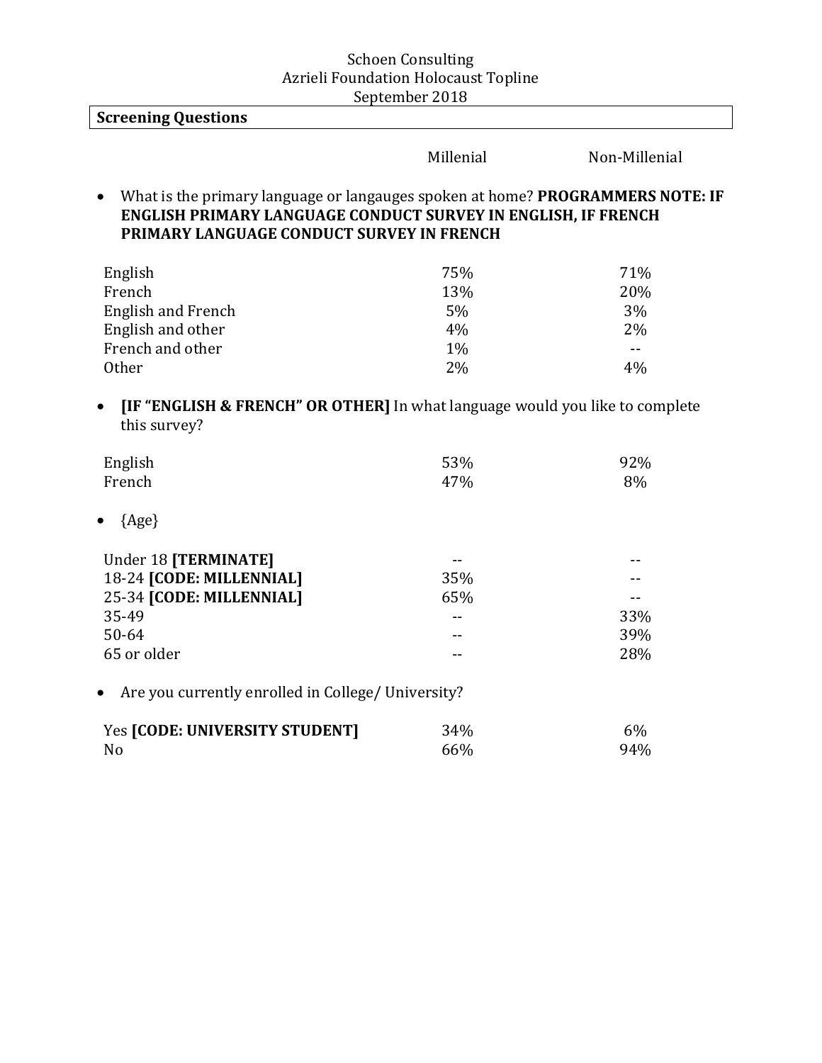Schoen Consulting
Azrieli Foundation Holocaust Topline
September 2018

## Screening Questions

- What is the primary language or langauges spoken at home? **PROGRAMMERS NOTE: IF ENGLISH PRIMARY LANGUAGE CONDUCT SURVEY IN ENGLISH, IF FRENCH PRIMARY LANGUAGE CONDUCT SURVEY IN FRENCH**

| | Millenial | Non-Millenial |
|---|---|---|
| English | 75% | 71% |
| French | 13% | 20% |
| English and French | 5% | 3% |
| English and other | 4% | 2% |
| French and other | 1% | -- |
| Other | 2% | 4% |

- **[IF "ENGLISH & FRENCH" OR OTHER]** In what language would you like to complete this survey?

| | Millenial | Non-Millenial |
|---|---|---|
| English | 53% | 92% |
| French | 47% | 8% |

- {Age}

| | Millenial | Non-Millenial |
|---|---|---|
| Under 18 **[TERMINATE]** | -- | -- |
| 18-24 **[CODE: MILLENNIAL]** | 35% | -- |
| 25-34 **[CODE: MILLENNIAL]** | 65% | -- |
| 35-49 | -- | 33% |
| 50-64 | -- | 39% |
| 65 or older | -- | 28% |

- Are you currently enrolled in College/ University?

| | Millenial | Non-Millenial |
|---|---|---|
| Yes **[CODE: UNIVERSITY STUDENT]** | 34% | 6% |
| No | 66% | 94% |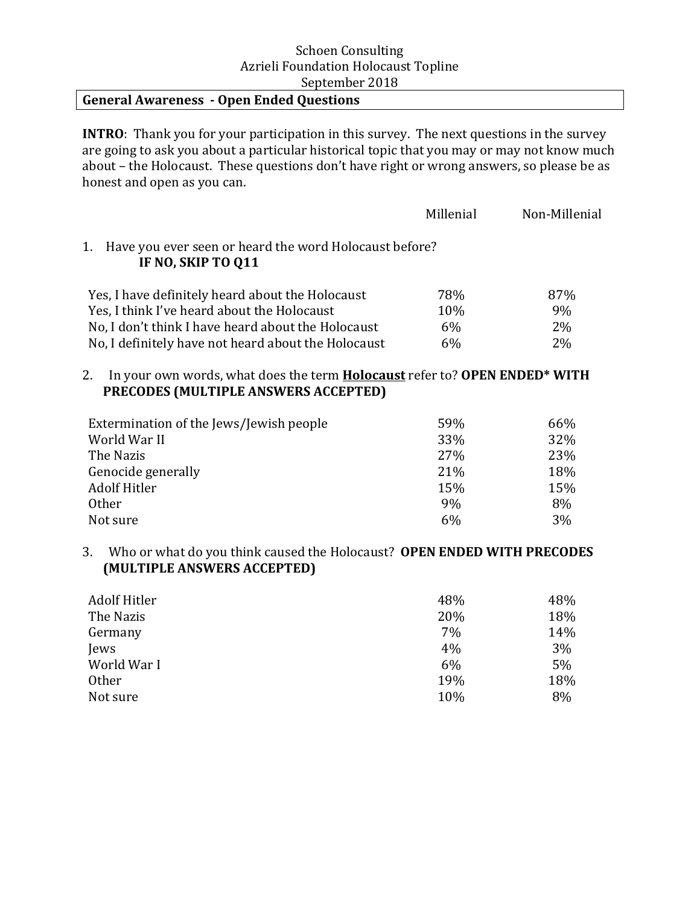Schoen Consulting
Azrieli Foundation Holocaust Topline
September 2018

## General Awareness - Open Ended Questions

**INTRO**: Thank you for your participation in this survey. The next questions in the survey are going to ask you about a particular historical topic that you may or may not know much about – the Holocaust. These questions don't have right or wrong answers, so please be as honest and open as you can.

1. Have you ever seen or heard the word Holocaust before?
**IF NO, SKIP TO Q11**

| | Millenial | Non-Millenial |
|---|---|---|
| Yes, I have definitely heard about the Holocaust | 78% | 87% |
| Yes, I think I've heard about the Holocaust | 10% | 9% |
| No, I don't think I have heard about the Holocaust | 6% | 2% |
| No, I definitely have not heard about the Holocaust | 6% | 2% |

2. In your own words, what does the term **Holocaust** refer to? **OPEN ENDED* WITH PRECODES (MULTIPLE ANSWERS ACCEPTED)**

| | Millenial | Non-Millenial |
|---|---|---|
| Extermination of the Jews/Jewish people | 59% | 66% |
| World War II | 33% | 32% |
| The Nazis | 27% | 23% |
| Genocide generally | 21% | 18% |
| Adolf Hitler | 15% | 15% |
| Other | 9% | 8% |
| Not sure | 6% | 3% |

3. Who or what do you think caused the Holocaust? **OPEN ENDED WITH PRECODES (MULTIPLE ANSWERS ACCEPTED)**

| | Millenial | Non-Millenial |
|---|---|---|
| Adolf Hitler | 48% | 48% |
| The Nazis | 20% | 18% |
| Germany | 7% | 14% |
| Jews | 4% | 3% |
| World War I | 6% | 5% |
| Other | 19% | 18% |
| Not sure | 10% | 8% |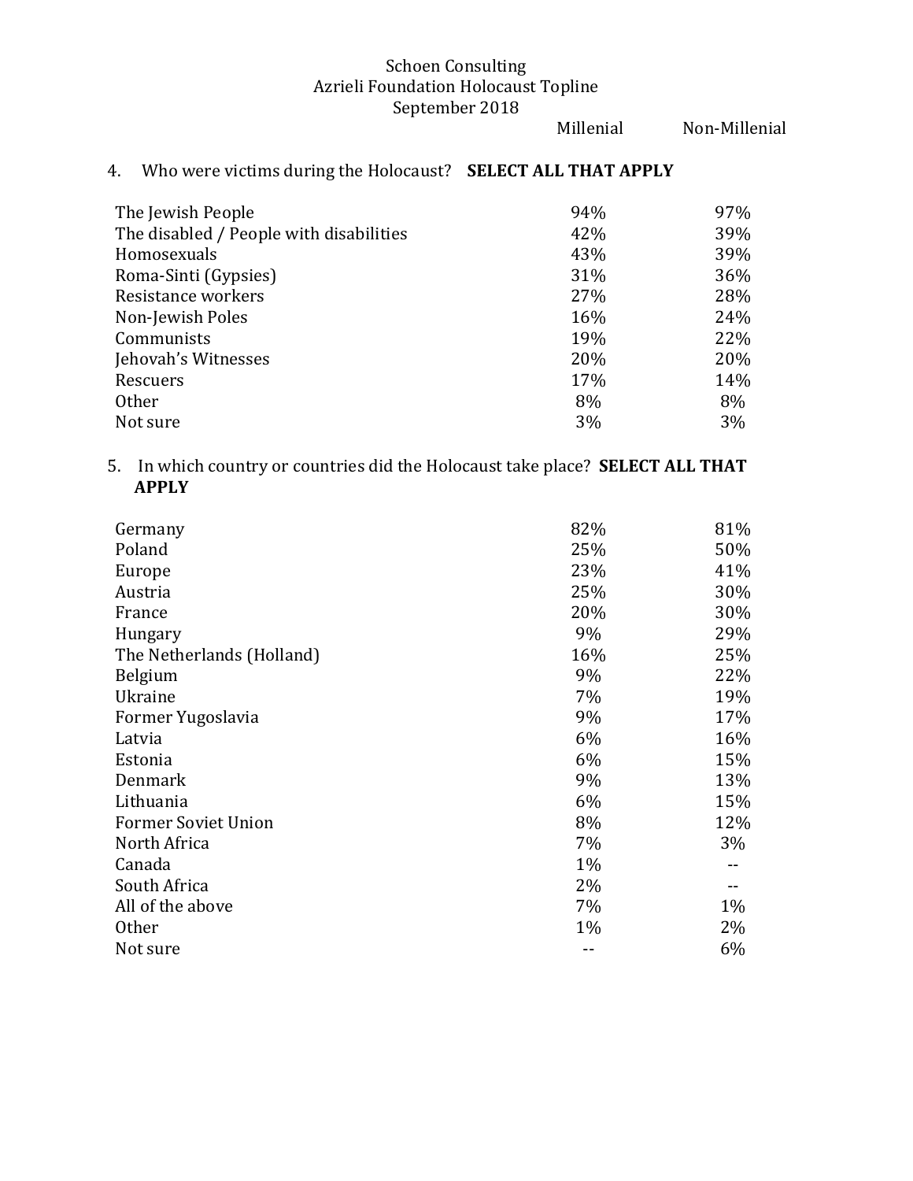Schoen Consulting
Azrieli Foundation Holocaust Topline
September 2018

4. Who were victims during the Holocaust? **SELECT ALL THAT APPLY**

| | Millenial | Non-Millenial |
|---|---|---|
| The Jewish People | 94% | 97% |
| The disabled / People with disabilities | 42% | 39% |
| Homosexuals | 43% | 39% |
| Roma-Sinti (Gypsies) | 31% | 36% |
| Resistance workers | 27% | 28% |
| Non-Jewish Poles | 16% | 24% |
| Communists | 19% | 22% |
| Jehovah's Witnesses | 20% | 20% |
| Rescuers | 17% | 14% |
| Other | 8% | 8% |
| Not sure | 3% | 3% |

5. In which country or countries did the Holocaust take place? **SELECT ALL THAT APPLY**

| | Millenial | Non-Millenial |
|---|---|---|
| Germany | 82% | 81% |
| Poland | 25% | 50% |
| Europe | 23% | 41% |
| Austria | 25% | 30% |
| France | 20% | 30% |
| Hungary | 9% | 29% |
| The Netherlands (Holland) | 16% | 25% |
| Belgium | 9% | 22% |
| Ukraine | 7% | 19% |
| Former Yugoslavia | 9% | 17% |
| Latvia | 6% | 16% |
| Estonia | 6% | 15% |
| Denmark | 9% | 13% |
| Lithuania | 6% | 15% |
| Former Soviet Union | 8% | 12% |
| North Africa | 7% | 3% |
| Canada | 1% | -- |
| South Africa | 2% | -- |
| All of the above | 7% | 1% |
| Other | 1% | 2% |
| Not sure | -- | 6% |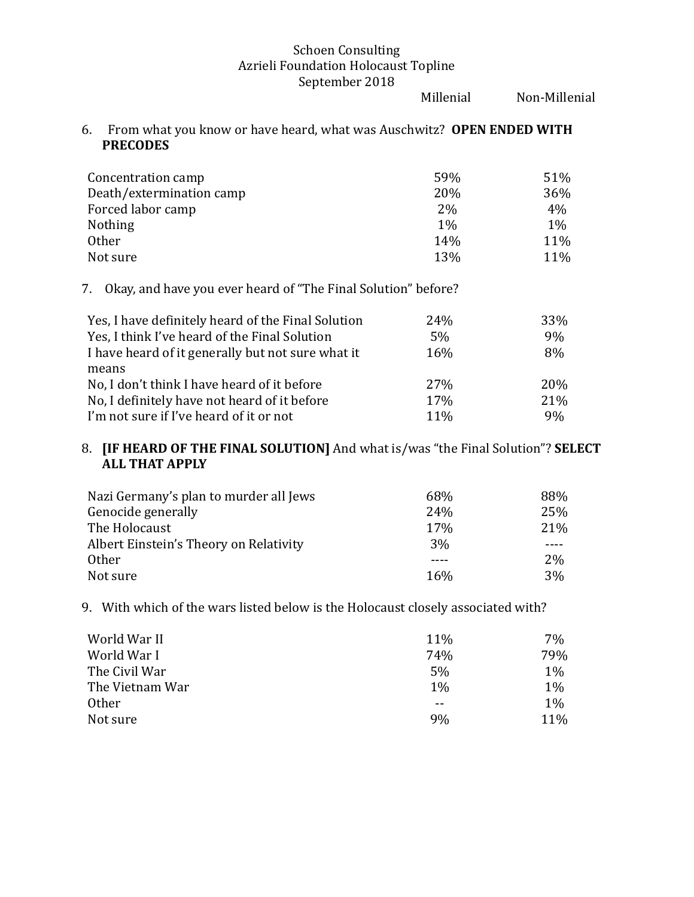Schoen Consulting
Azrieli Foundation Holocaust Topline
September 2018

6. From what you know or have heard, what was Auschwitz? **OPEN ENDED WITH PRECODES**

| | Millenial | Non-Millenial |
|---|---|---|
| Concentration camp | 59% | 51% |
| Death/extermination camp | 20% | 36% |
| Forced labor camp | 2% | 4% |
| Nothing | 1% | 1% |
| Other | 14% | 11% |
| Not sure | 13% | 11% |

7. Okay, and have you ever heard of "The Final Solution" before?

| | Millenial | Non-Millenial |
|---|---|---|
| Yes, I have definitely heard of the Final Solution | 24% | 33% |
| Yes, I think I've heard of the Final Solution | 5% | 9% |
| I have heard of it generally but not sure what it means | 16% | 8% |
| No, I don't think I have heard of it before | 27% | 20% |
| No, I definitely have not heard of it before | 17% | 21% |
| I'm not sure if I've heard of it or not | 11% | 9% |

8. **[IF HEARD OF THE FINAL SOLUTION]** And what is/was "the Final Solution"? **SELECT ALL THAT APPLY**

| | Millenial | Non-Millenial |
|---|---|---|
| Nazi Germany's plan to murder all Jews | 68% | 88% |
| Genocide generally | 24% | 25% |
| The Holocaust | 17% | 21% |
| Albert Einstein's Theory on Relativity | 3% | ---- |
| Other | ---- | 2% |
| Not sure | 16% | 3% |

9. With which of the wars listed below is the Holocaust closely associated with?

| | Millenial | Non-Millenial |
|---|---|---|
| World War II | 11% | 7% |
| World War I | 74% | 79% |
| The Civil War | 5% | 1% |
| The Vietnam War | 1% | 1% |
| Other | -- | 1% |
| Not sure | 9% | 11% |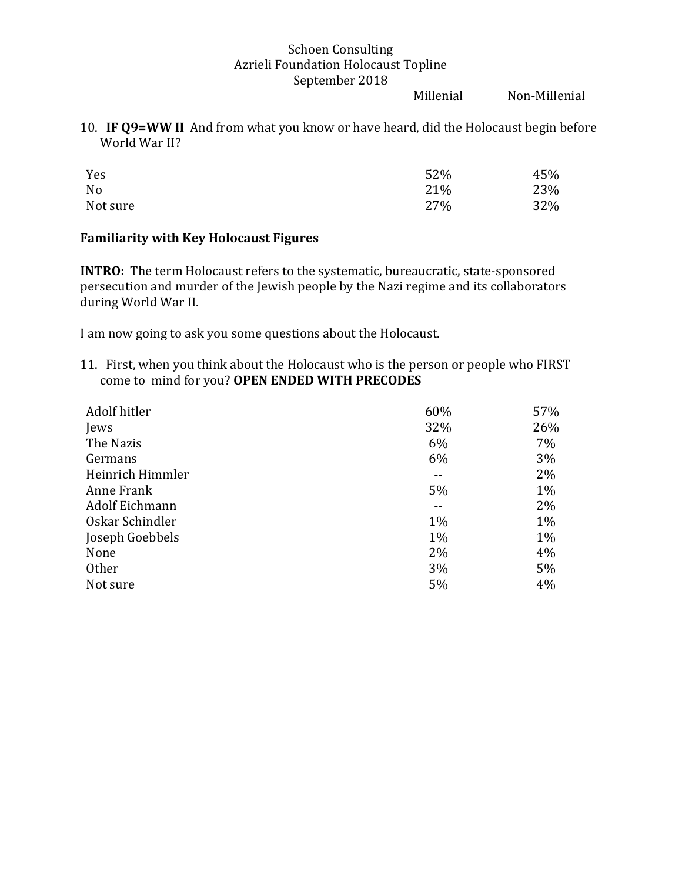Schoen Consulting
Azrieli Foundation Holocaust Topline
September 2018

10. **IF Q9=WW II** And from what you know or have heard, did the Holocaust begin before World War II?

| | Millenial | Non-Millenial |
|---|---|---|
| Yes | 52% | 45% |
| No | 21% | 23% |
| Not sure | 27% | 32% |

**Familiarity with Key Holocaust Figures**

**INTRO:** The term Holocaust refers to the systematic, bureaucratic, state-sponsored persecution and murder of the Jewish people by the Nazi regime and its collaborators during World War II.

I am now going to ask you some questions about the Holocaust.

11. First, when you think about the Holocaust who is the person or people who FIRST come to mind for you? **OPEN ENDED WITH PRECODES**

| | Millenial | Non-Millenial |
|---|---|---|
| Adolf hitler | 60% | 57% |
| Jews | 32% | 26% |
| The Nazis | 6% | 7% |
| Germans | 6% | 3% |
| Heinrich Himmler | -- | 2% |
| Anne Frank | 5% | 1% |
| Adolf Eichmann | -- | 2% |
| Oskar Schindler | 1% | 1% |
| Joseph Goebbels | 1% | 1% |
| None | 2% | 4% |
| Other | 3% | 5% |
| Not sure | 5% | 4% |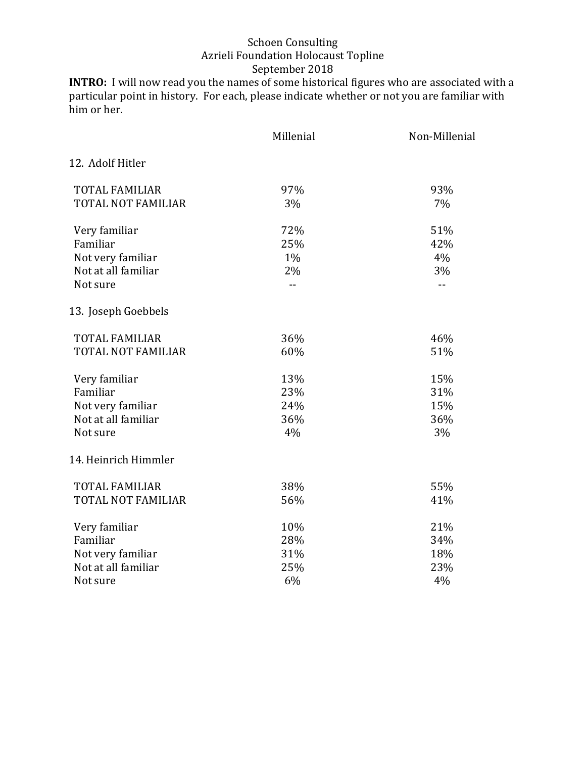Schoen Consulting
Azrieli Foundation Holocaust Topline
September 2018

**INTRO:** I will now read you the names of some historical figures who are associated with a particular point in history. For each, please indicate whether or not you are familiar with him or her.

| | Millenial | Non-Millenial |
|---|---|---|
| **12. Adolf Hitler** | | |
| TOTAL FAMILIAR | 97% | 93% |
| TOTAL NOT FAMILIAR | 3% | 7% |
| Very familiar | 72% | 51% |
| Familiar | 25% | 42% |
| Not very familiar | 1% | 4% |
| Not at all familiar | 2% | 3% |
| Not sure | -- | -- |
| **13. Joseph Goebbels** | | |
| TOTAL FAMILIAR | 36% | 46% |
| TOTAL NOT FAMILIAR | 60% | 51% |
| Very familiar | 13% | 15% |
| Familiar | 23% | 31% |
| Not very familiar | 24% | 15% |
| Not at all familiar | 36% | 36% |
| Not sure | 4% | 3% |
| **14. Heinrich Himmler** | | |
| TOTAL FAMILIAR | 38% | 55% |
| TOTAL NOT FAMILIAR | 56% | 41% |
| Very familiar | 10% | 21% |
| Familiar | 28% | 34% |
| Not very familiar | 31% | 18% |
| Not at all familiar | 25% | 23% |
| Not sure | 6% | 4% |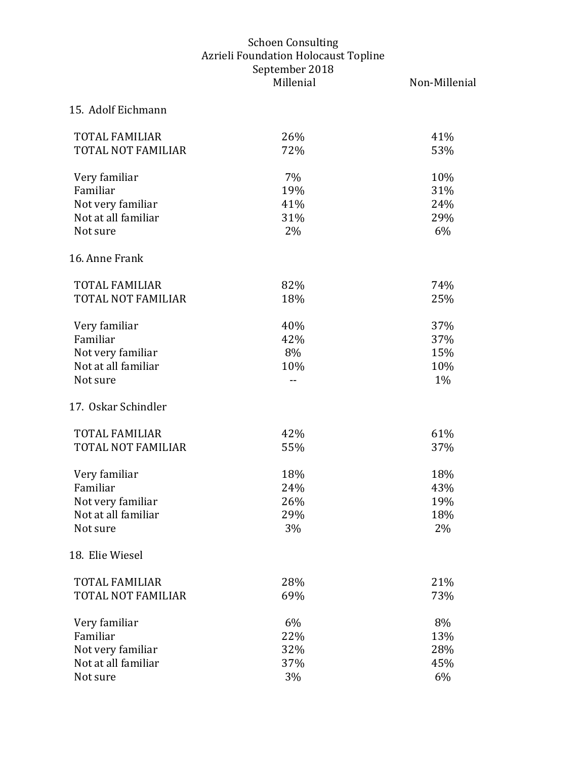Schoen Consulting
Azrieli Foundation Holocaust Topline
September 2018

| | Millenial | Non-Millenial |
|---|---|---|
| **15. Adolf Eichmann** | | |
| TOTAL FAMILIAR | 26% | 41% |
| TOTAL NOT FAMILIAR | 72% | 53% |
| Very familiar | 7% | 10% |
| Familiar | 19% | 31% |
| Not very familiar | 41% | 24% |
| Not at all familiar | 31% | 29% |
| Not sure | 2% | 6% |
| **16. Anne Frank** | | |
| TOTAL FAMILIAR | 82% | 74% |
| TOTAL NOT FAMILIAR | 18% | 25% |
| Very familiar | 40% | 37% |
| Familiar | 42% | 37% |
| Not very familiar | 8% | 15% |
| Not at all familiar | 10% | 10% |
| Not sure | -- | 1% |
| **17. Oskar Schindler** | | |
| TOTAL FAMILIAR | 42% | 61% |
| TOTAL NOT FAMILIAR | 55% | 37% |
| Very familiar | 18% | 18% |
| Familiar | 24% | 43% |
| Not very familiar | 26% | 19% |
| Not at all familiar | 29% | 18% |
| Not sure | 3% | 2% |
| **18. Elie Wiesel** | | |
| TOTAL FAMILIAR | 28% | 21% |
| TOTAL NOT FAMILIAR | 69% | 73% |
| Very familiar | 6% | 8% |
| Familiar | 22% | 13% |
| Not very familiar | 32% | 28% |
| Not at all familiar | 37% | 45% |
| Not sure | 3% | 6% |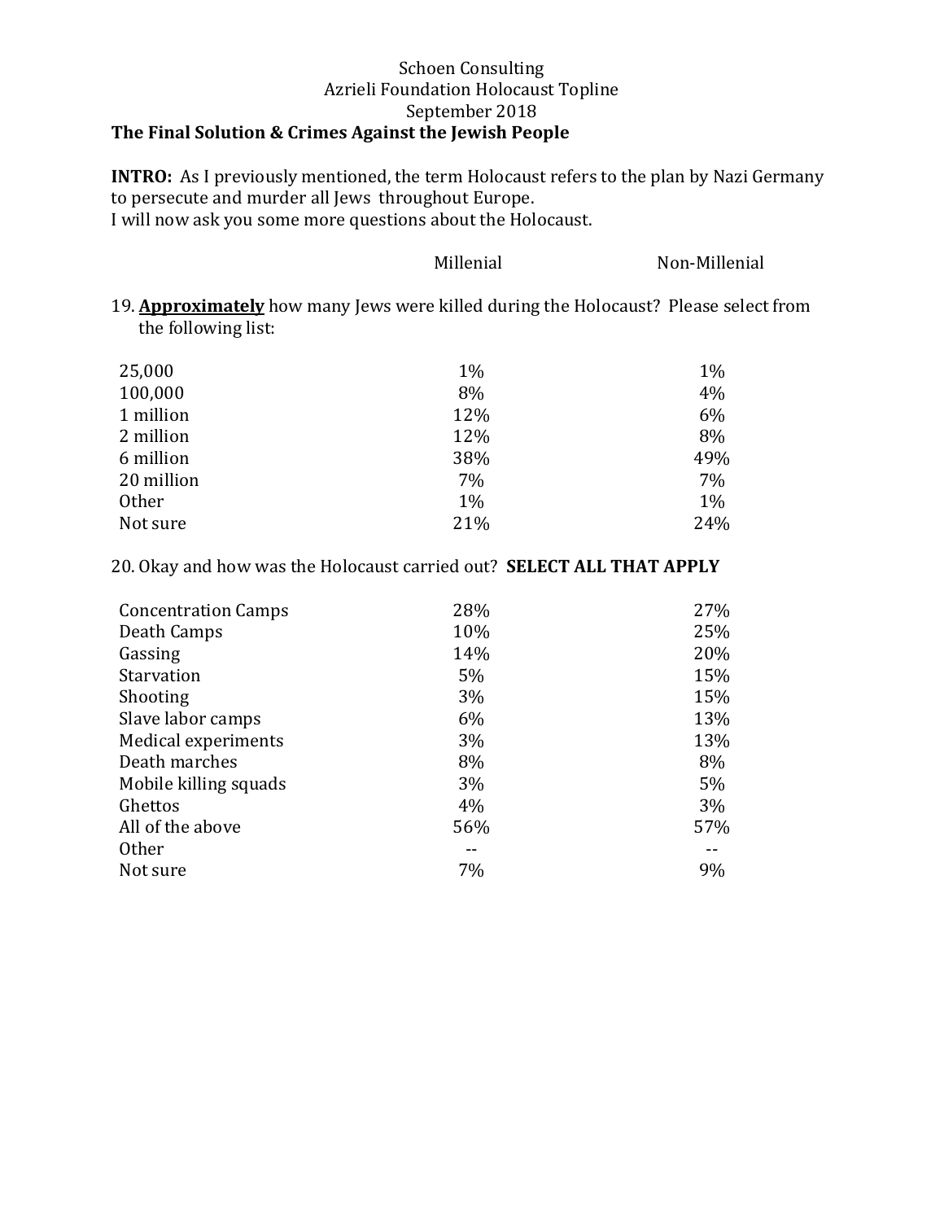Schoen Consulting
Azrieli Foundation Holocaust Topline
September 2018

**The Final Solution & Crimes Against the Jewish People**

**INTRO:** As I previously mentioned, the term Holocaust refers to the plan by Nazi Germany to persecute and murder all Jews throughout Europe.
I will now ask you some more questions about the Holocaust.

19. **Approximately** how many Jews were killed during the Holocaust? Please select from the following list:

| | Millenial | Non-Millenial |
|---|---|---|
| 25,000 | 1% | 1% |
| 100,000 | 8% | 4% |
| 1 million | 12% | 6% |
| 2 million | 12% | 8% |
| 6 million | 38% | 49% |
| 20 million | 7% | 7% |
| Other | 1% | 1% |
| Not sure | 21% | 24% |

20. Okay and how was the Holocaust carried out? **SELECT ALL THAT APPLY**

| | Millenial | Non-Millenial |
|---|---|---|
| Concentration Camps | 28% | 27% |
| Death Camps | 10% | 25% |
| Gassing | 14% | 20% |
| Starvation | 5% | 15% |
| Shooting | 3% | 15% |
| Slave labor camps | 6% | 13% |
| Medical experiments | 3% | 13% |
| Death marches | 8% | 8% |
| Mobile killing squads | 3% | 5% |
| Ghettos | 4% | 3% |
| All of the above | 56% | 57% |
| Other | -- | -- |
| Not sure | 7% | 9% |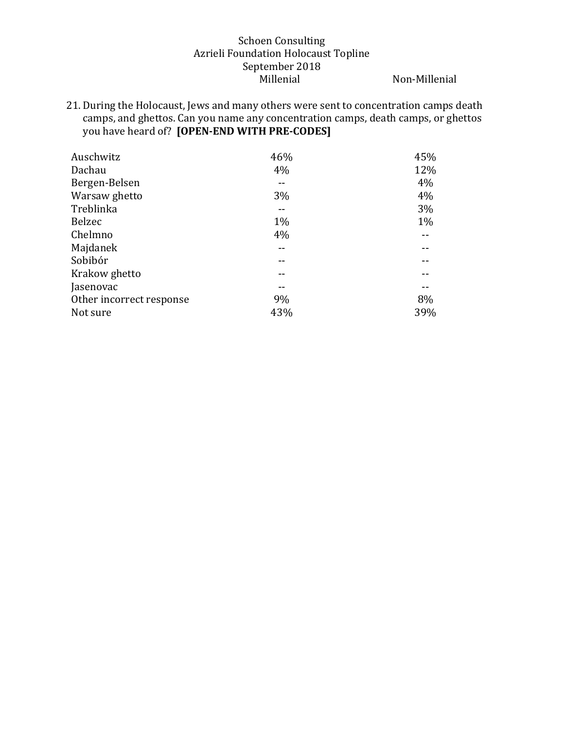Schoen Consulting
Azrieli Foundation Holocaust Topline
September 2018

21. During the Holocaust, Jews and many others were sent to concentration camps death camps, and ghettos. Can you name any concentration camps, death camps, or ghettos you have heard of? **[OPEN-END WITH PRE-CODES]**

| | Millenial | Non-Millenial |
|---|---|---|
| Auschwitz | 46% | 45% |
| Dachau | 4% | 12% |
| Bergen-Belsen | -- | 4% |
| Warsaw ghetto | 3% | 4% |
| Treblinka | -- | 3% |
| Belzec | 1% | 1% |
| Chelmno | 4% | -- |
| Majdanek | -- | -- |
| Sobibór | -- | -- |
| Krakow ghetto | -- | -- |
| Jasenovac | -- | -- |
| Other incorrect response | 9% | 8% |
| Not sure | 43% | 39% |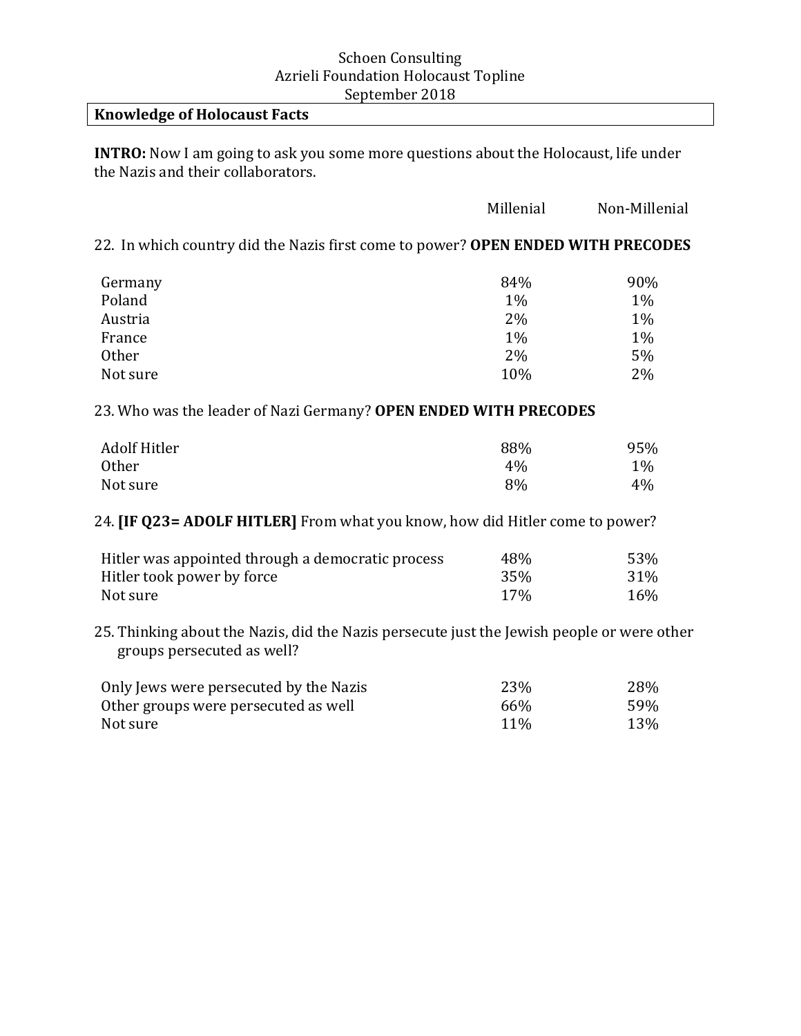Schoen Consulting
Azrieli Foundation Holocaust Topline
September 2018

## Knowledge of Holocaust Facts

**INTRO:** Now I am going to ask you some more questions about the Holocaust, life under the Nazis and their collaborators.

22. In which country did the Nazis first come to power? **OPEN ENDED WITH PRECODES**

| | Millenial | Non-Millenial |
|---|---|---|
| Germany | 84% | 90% |
| Poland | 1% | 1% |
| Austria | 2% | 1% |
| France | 1% | 1% |
| Other | 2% | 5% |
| Not sure | 10% | 2% |

23. Who was the leader of Nazi Germany? **OPEN ENDED WITH PRECODES**

| | Millenial | Non-Millenial |
|---|---|---|
| Adolf Hitler | 88% | 95% |
| Other | 4% | 1% |
| Not sure | 8% | 4% |

24. **[IF Q23= ADOLF HITLER]** From what you know, how did Hitler come to power?

| | Millenial | Non-Millenial |
|---|---|---|
| Hitler was appointed through a democratic process | 48% | 53% |
| Hitler took power by force | 35% | 31% |
| Not sure | 17% | 16% |

25. Thinking about the Nazis, did the Nazis persecute just the Jewish people or were other groups persecuted as well?

| | Millenial | Non-Millenial |
|---|---|---|
| Only Jews were persecuted by the Nazis | 23% | 28% |
| Other groups were persecuted as well | 66% | 59% |
| Not sure | 11% | 13% |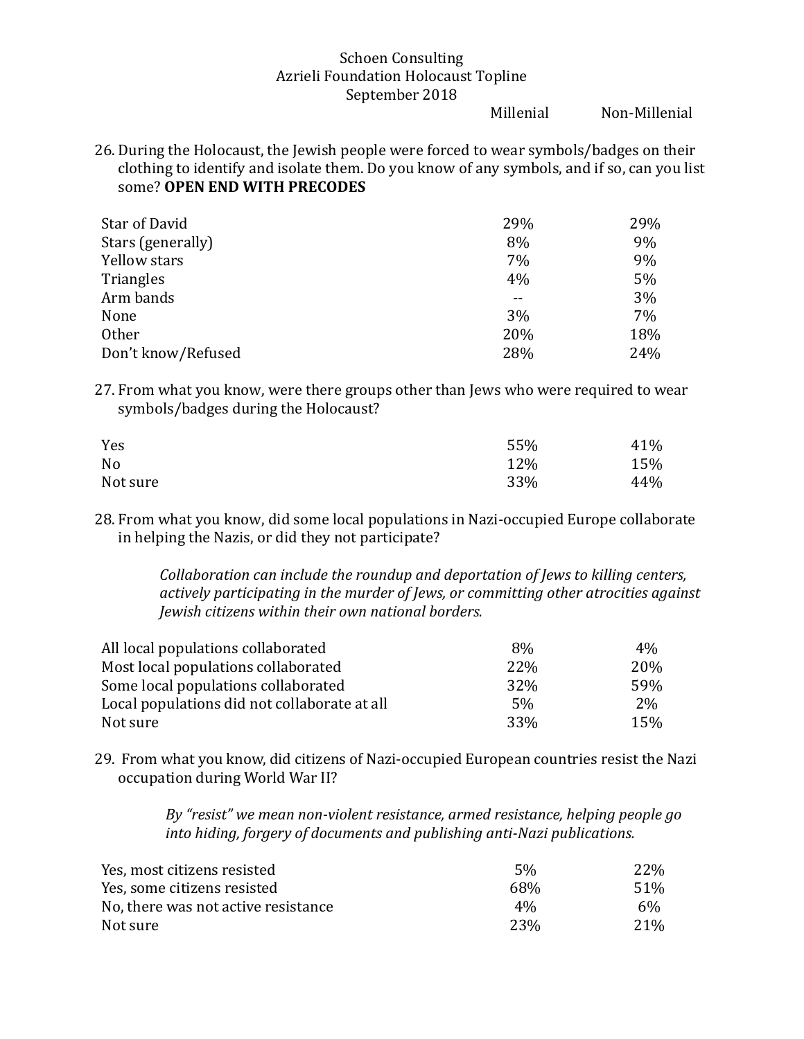Schoen Consulting
Azrieli Foundation Holocaust Topline
September 2018

26. During the Holocaust, the Jewish people were forced to wear symbols/badges on their clothing to identify and isolate them. Do you know of any symbols, and if so, can you list some? **OPEN END WITH PRECODES**

| | Millenial | Non-Millenial |
|---|---|---|
| Star of David | 29% | 29% |
| Stars (generally) | 8% | 9% |
| Yellow stars | 7% | 9% |
| Triangles | 4% | 5% |
| Arm bands | -- | 3% |
| None | 3% | 7% |
| Other | 20% | 18% |
| Don't know/Refused | 28% | 24% |

27. From what you know, were there groups other than Jews who were required to wear symbols/badges during the Holocaust?

| | Millenial | Non-Millenial |
|---|---|---|
| Yes | 55% | 41% |
| No | 12% | 15% |
| Not sure | 33% | 44% |

28. From what you know, did some local populations in Nazi-occupied Europe collaborate in helping the Nazis, or did they not participate?

*Collaboration can include the roundup and deportation of Jews to killing centers, actively participating in the murder of Jews, or committing other atrocities against Jewish citizens within their own national borders.*

| | Millenial | Non-Millenial |
|---|---|---|
| All local populations collaborated | 8% | 4% |
| Most local populations collaborated | 22% | 20% |
| Some local populations collaborated | 32% | 59% |
| Local populations did not collaborate at all | 5% | 2% |
| Not sure | 33% | 15% |

29. From what you know, did citizens of Nazi-occupied European countries resist the Nazi occupation during World War II?

*By "resist" we mean non-violent resistance, armed resistance, helping people go into hiding, forgery of documents and publishing anti-Nazi publications.*

| | Millenial | Non-Millenial |
|---|---|---|
| Yes, most citizens resisted | 5% | 22% |
| Yes, some citizens resisted | 68% | 51% |
| No, there was not active resistance | 4% | 6% |
| Not sure | 23% | 21% |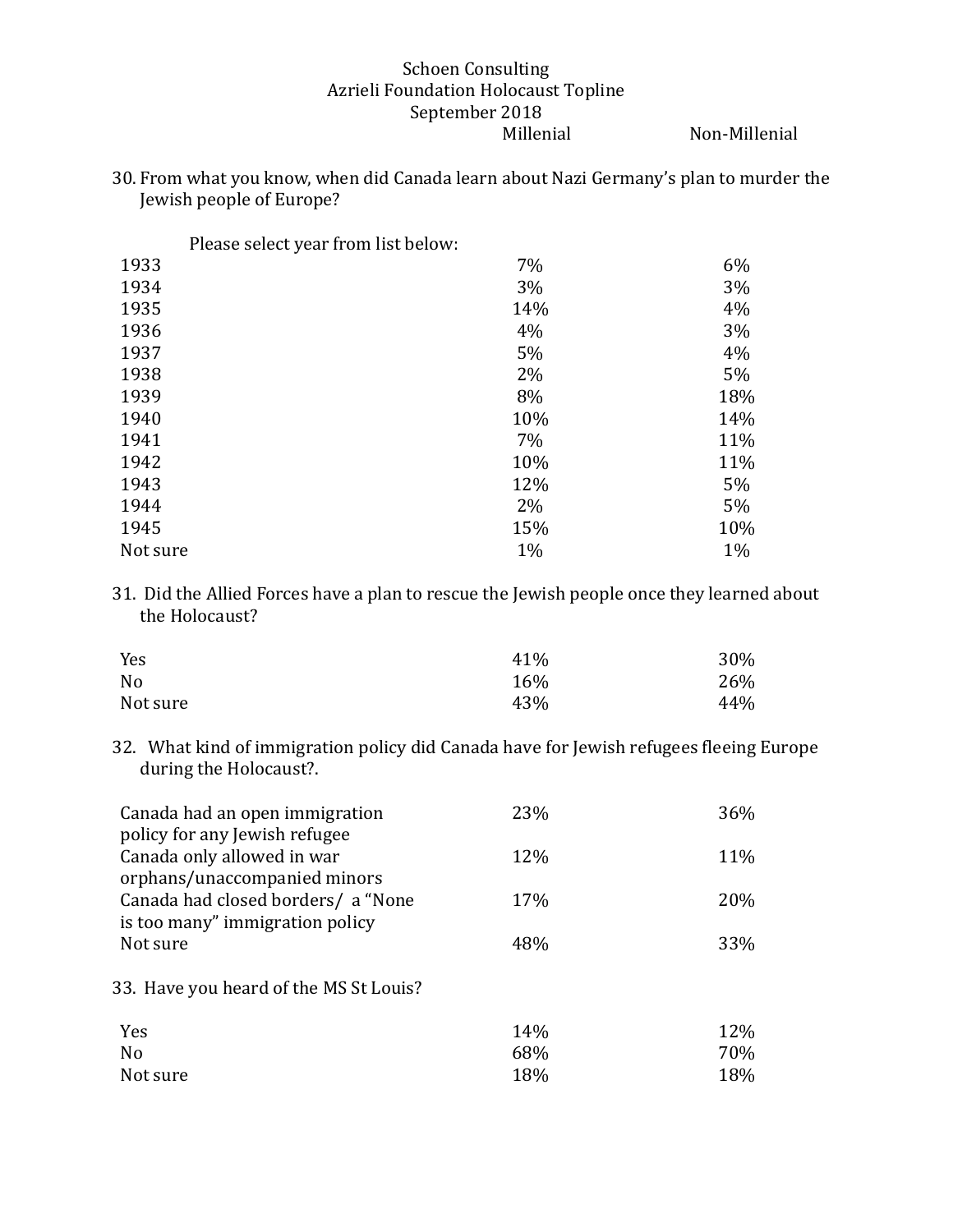Schoen Consulting
Azrieli Foundation Holocaust Topline
September 2018

30. From what you know, when did Canada learn about Nazi Germany's plan to murder the Jewish people of Europe?

| Please select year from list below: | Millenial | Non-Millenial |
|---|---|---|
| 1933 | 7% | 6% |
| 1934 | 3% | 3% |
| 1935 | 14% | 4% |
| 1936 | 4% | 3% |
| 1937 | 5% | 4% |
| 1938 | 2% | 5% |
| 1939 | 8% | 18% |
| 1940 | 10% | 14% |
| 1941 | 7% | 11% |
| 1942 | 10% | 11% |
| 1943 | 12% | 5% |
| 1944 | 2% | 5% |
| 1945 | 15% | 10% |
| Not sure | 1% | 1% |

31. Did the Allied Forces have a plan to rescue the Jewish people once they learned about the Holocaust?

| | Millenial | Non-Millenial |
|---|---|---|
| Yes | 41% | 30% |
| No | 16% | 26% |
| Not sure | 43% | 44% |

32. What kind of immigration policy did Canada have for Jewish refugees fleeing Europe during the Holocaust?.

| | Millenial | Non-Millenial |
|---|---|---|
| Canada had an open immigration policy for any Jewish refugee | 23% | 36% |
| Canada only allowed in war orphans/unaccompanied minors | 12% | 11% |
| Canada had closed borders/ a "None is too many" immigration policy | 17% | 20% |
| Not sure | 48% | 33% |

33. Have you heard of the MS St Louis?

| | Millenial | Non-Millenial |
|---|---|---|
| Yes | 14% | 12% |
| No | 68% | 70% |
| Not sure | 18% | 18% |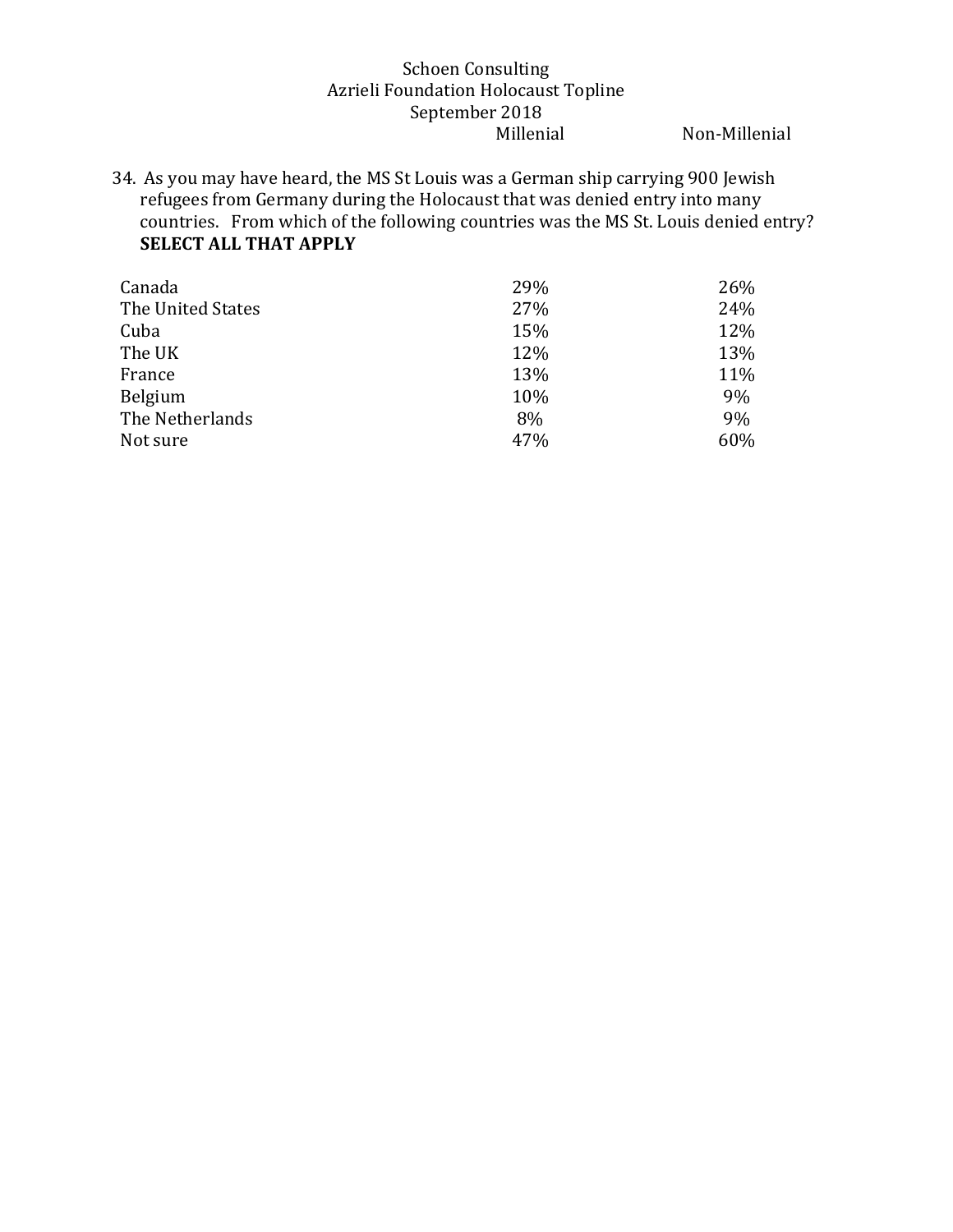Schoen Consulting
Azrieli Foundation Holocaust Topline
September 2018

34. As you may have heard, the MS St Louis was a German ship carrying 900 Jewish refugees from Germany during the Holocaust that was denied entry into many countries. From which of the following countries was the MS St. Louis denied entry? **SELECT ALL THAT APPLY**

| | Millenial | Non-Millenial |
|---|---|---|
| Canada | 29% | 26% |
| The United States | 27% | 24% |
| Cuba | 15% | 12% |
| The UK | 12% | 13% |
| France | 13% | 11% |
| Belgium | 10% | 9% |
| The Netherlands | 8% | 9% |
| Not sure | 47% | 60% |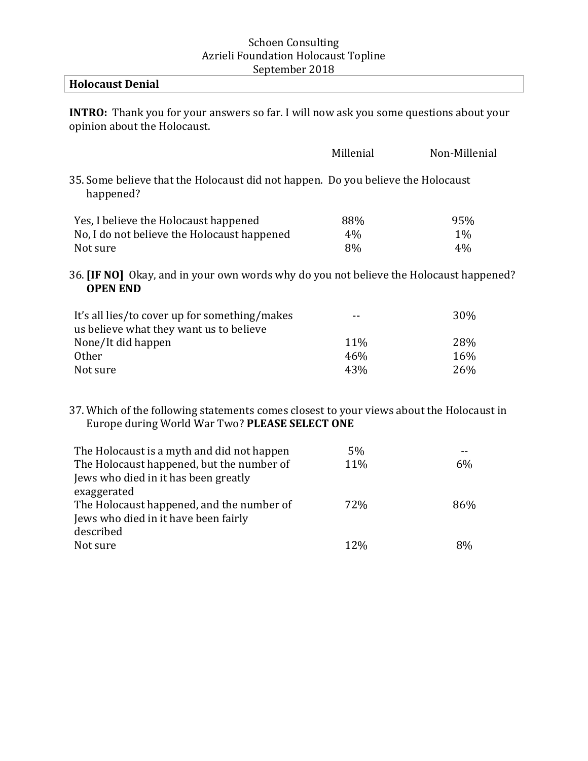Schoen Consulting
Azrieli Foundation Holocaust Topline
September 2018

## Holocaust Denial

**INTRO:** Thank you for your answers so far. I will now ask you some questions about your opinion about the Holocaust.

35. Some believe that the Holocaust did not happen. Do you believe the Holocaust happened?

| | Millenial | Non-Millenial |
| --- | --- | --- |
| Yes, I believe the Holocaust happened | 88% | 95% |
| No, I do not believe the Holocaust happened | 4% | 1% |
| Not sure | 8% | 4% |

36. **[IF NO]** Okay, and in your own words why do you not believe the Holocaust happened? **OPEN END**

| | Millenial | Non-Millenial |
| --- | --- | --- |
| It's all lies/to cover up for something/makes us believe what they want us to believe | -- | 30% |
| None/It did happen | 11% | 28% |
| Other | 46% | 16% |
| Not sure | 43% | 26% |

37. Which of the following statements comes closest to your views about the Holocaust in Europe during World War Two? **PLEASE SELECT ONE**

| | Millenial | Non-Millenial |
| --- | --- | --- |
| The Holocaust is a myth and did not happen | 5% | -- |
| The Holocaust happened, but the number of Jews who died in it has been greatly exaggerated | 11% | 6% |
| The Holocaust happened, and the number of Jews who died in it have been fairly described | 72% | 86% |
| Not sure | 12% | 8% |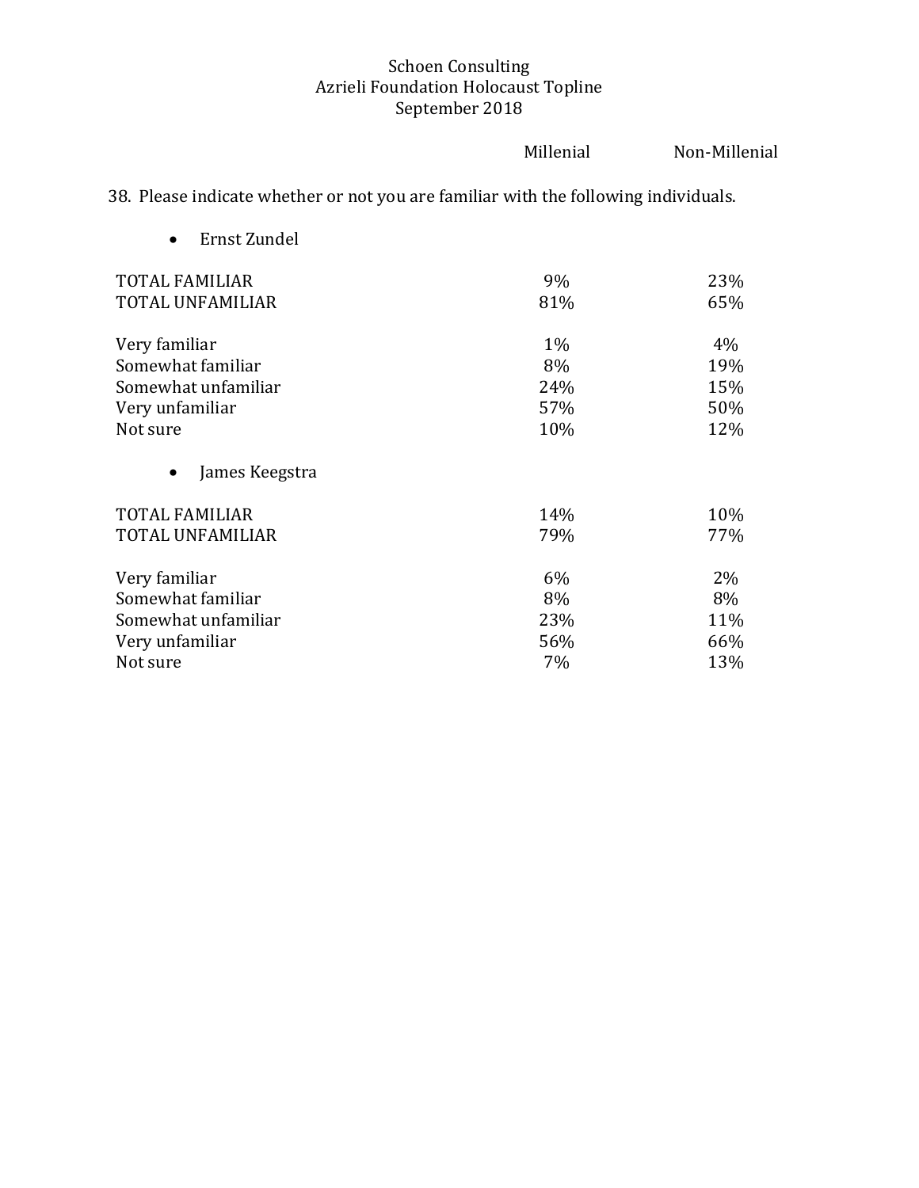Schoen Consulting
Azrieli Foundation Holocaust Topline
September 2018

38. Please indicate whether or not you are familiar with the following individuals.

- Ernst Zundel

| | Millenial | Non-Millenial |
|---|---|---|
| TOTAL FAMILIAR | 9% | 23% |
| TOTAL UNFAMILIAR | 81% | 65% |
| | | |
| Very familiar | 1% | 4% |
| Somewhat familiar | 8% | 19% |
| Somewhat unfamiliar | 24% | 15% |
| Very unfamiliar | 57% | 50% |
| Not sure | 10% | 12% |

- James Keegstra

| | Millenial | Non-Millenial |
|---|---|---|
| TOTAL FAMILIAR | 14% | 10% |
| TOTAL UNFAMILIAR | 79% | 77% |
| | | |
| Very familiar | 6% | 2% |
| Somewhat familiar | 8% | 8% |
| Somewhat unfamiliar | 23% | 11% |
| Very unfamiliar | 56% | 66% |
| Not sure | 7% | 13% |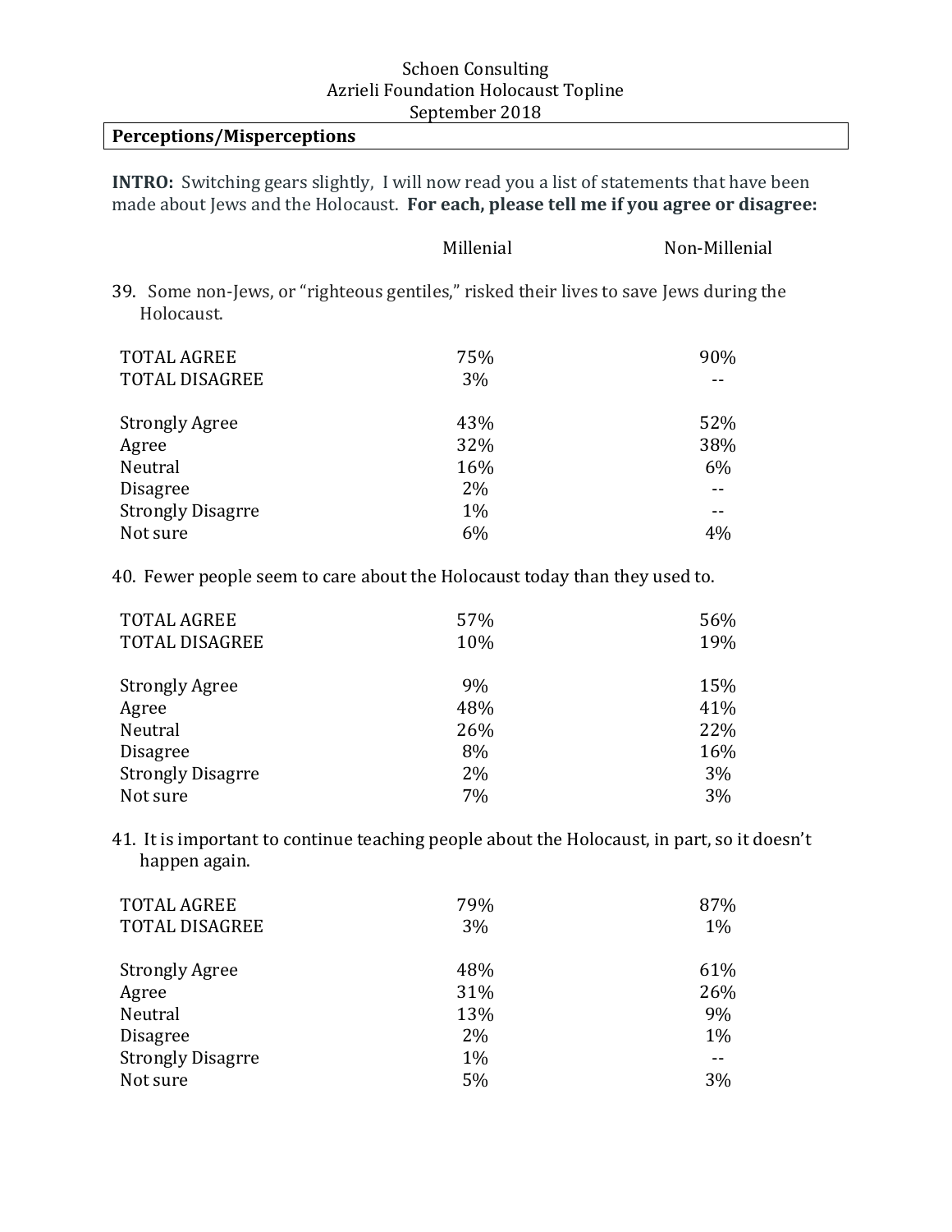Schoen Consulting
Azrieli Foundation Holocaust Topline
September 2018

**Perceptions/Misperceptions**

**INTRO:** Switching gears slightly, I will now read you a list of statements that have been made about Jews and the Holocaust. **For each, please tell me if you agree or disagree:**

39. Some non-Jews, or "righteous gentiles," risked their lives to save Jews during the Holocaust.

| | Millenial | Non-Millenial |
|---|---|---|
| TOTAL AGREE | 75% | 90% |
| TOTAL DISAGREE | 3% | -- |
| | | |
| Strongly Agree | 43% | 52% |
| Agree | 32% | 38% |
| Neutral | 16% | 6% |
| Disagree | 2% | -- |
| Strongly Disagrre | 1% | -- |
| Not sure | 6% | 4% |

40. Fewer people seem to care about the Holocaust today than they used to.

| | Millenial | Non-Millenial |
|---|---|---|
| TOTAL AGREE | 57% | 56% |
| TOTAL DISAGREE | 10% | 19% |
| | | |
| Strongly Agree | 9% | 15% |
| Agree | 48% | 41% |
| Neutral | 26% | 22% |
| Disagree | 8% | 16% |
| Strongly Disagrre | 2% | 3% |
| Not sure | 7% | 3% |

41. It is important to continue teaching people about the Holocaust, in part, so it doesn't happen again.

| | Millenial | Non-Millenial |
|---|---|---|
| TOTAL AGREE | 79% | 87% |
| TOTAL DISAGREE | 3% | 1% |
| | | |
| Strongly Agree | 48% | 61% |
| Agree | 31% | 26% |
| Neutral | 13% | 9% |
| Disagree | 2% | 1% |
| Strongly Disagrre | 1% | -- |
| Not sure | 5% | 3% |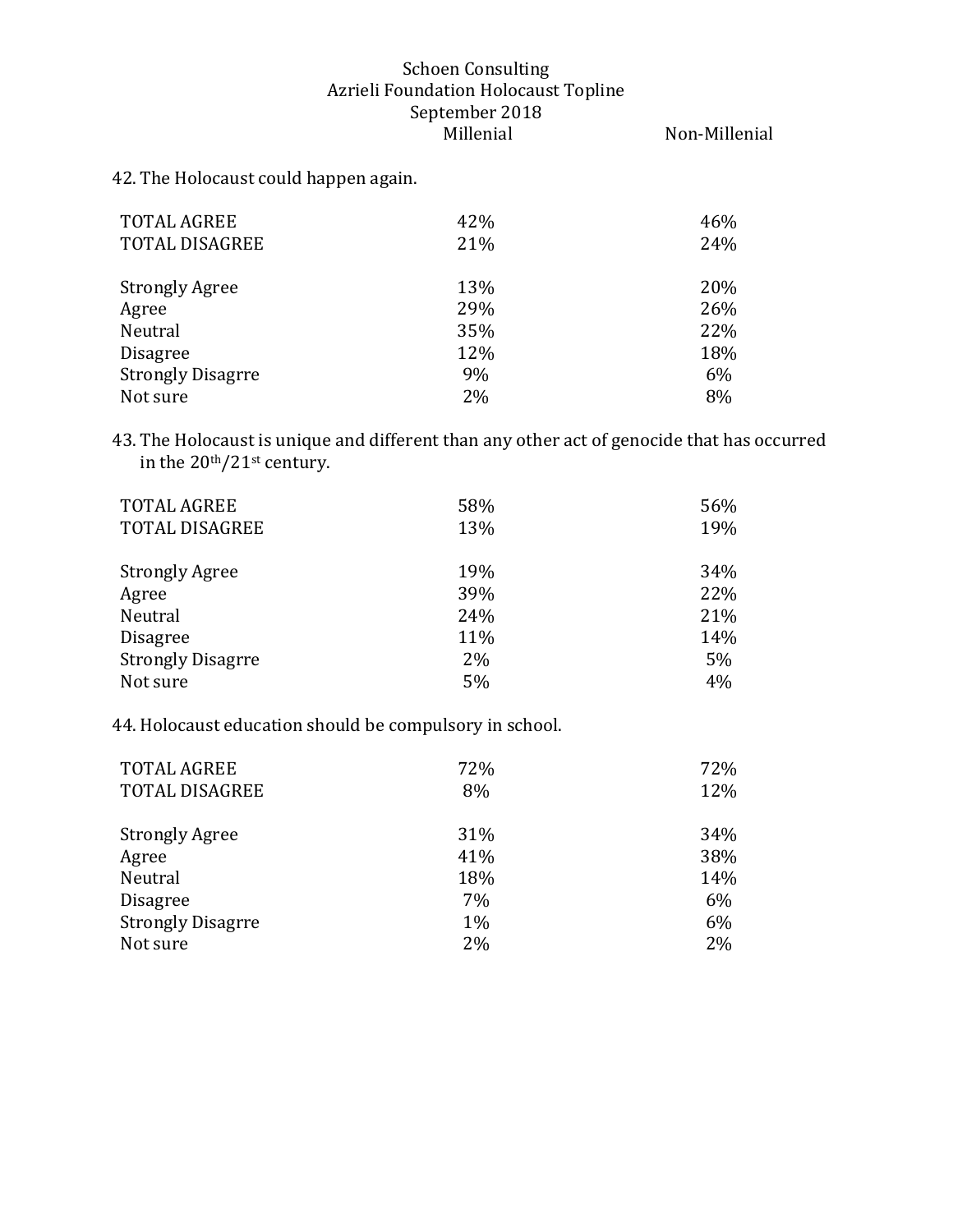Schoen Consulting
Azrieli Foundation Holocaust Topline
September 2018

42. The Holocaust could happen again.

| | Millenial | Non-Millenial |
|---|---|---|
| TOTAL AGREE | 42% | 46% |
| TOTAL DISAGREE | 21% | 24% |
| | | |
| Strongly Agree | 13% | 20% |
| Agree | 29% | 26% |
| Neutral | 35% | 22% |
| Disagree | 12% | 18% |
| Strongly Disagrre | 9% | 6% |
| Not sure | 2% | 8% |

43. The Holocaust is unique and different than any other act of genocide that has occurred in the 20th/21st century.

| | Millenial | Non-Millenial |
|---|---|---|
| TOTAL AGREE | 58% | 56% |
| TOTAL DISAGREE | 13% | 19% |
| | | |
| Strongly Agree | 19% | 34% |
| Agree | 39% | 22% |
| Neutral | 24% | 21% |
| Disagree | 11% | 14% |
| Strongly Disagrre | 2% | 5% |
| Not sure | 5% | 4% |

44. Holocaust education should be compulsory in school.

| | Millenial | Non-Millenial |
|---|---|---|
| TOTAL AGREE | 72% | 72% |
| TOTAL DISAGREE | 8% | 12% |
| | | |
| Strongly Agree | 31% | 34% |
| Agree | 41% | 38% |
| Neutral | 18% | 14% |
| Disagree | 7% | 6% |
| Strongly Disagrre | 1% | 6% |
| Not sure | 2% | 2% |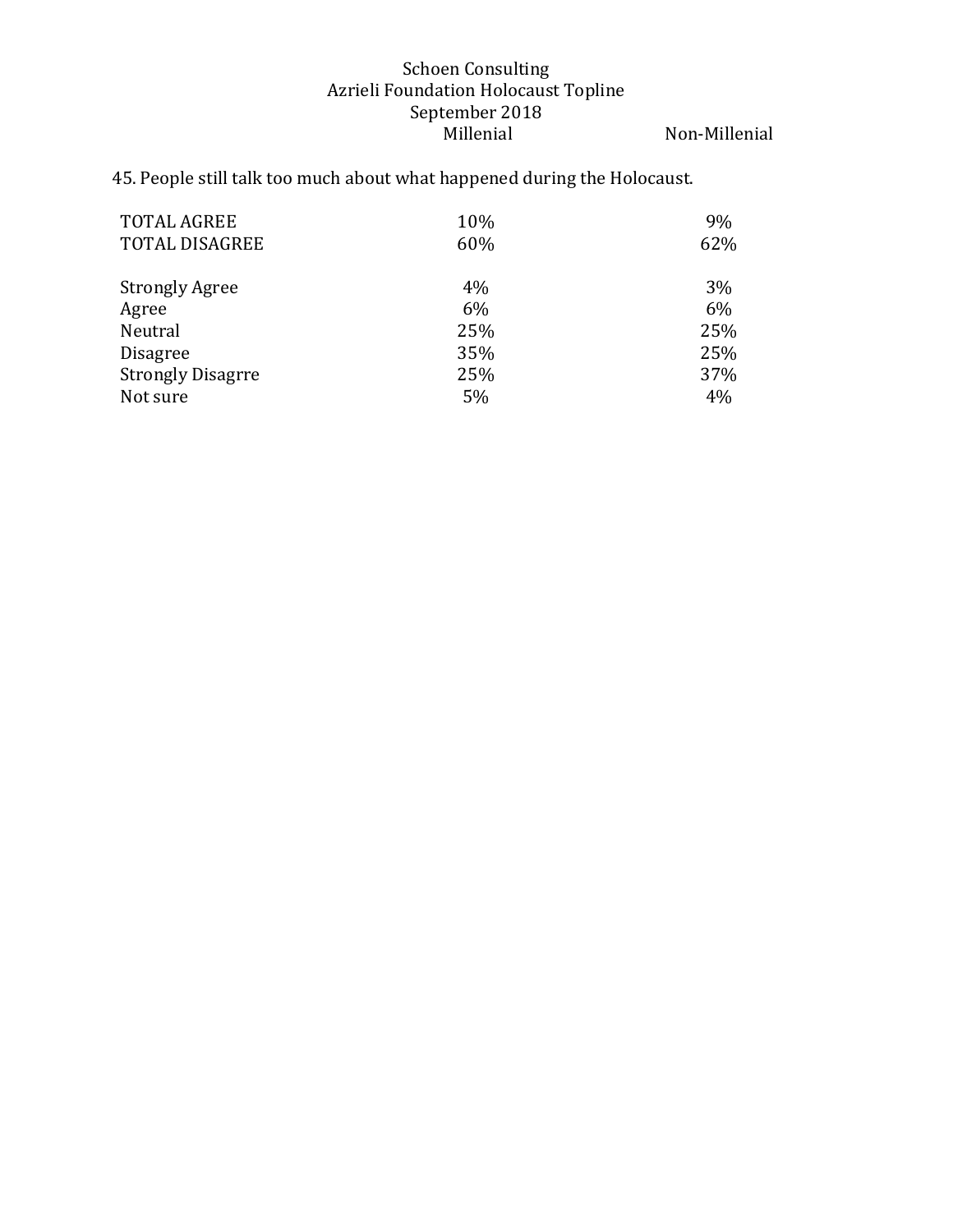Schoen Consulting
Azrieli Foundation Holocaust Topline
September 2018

45. People still talk too much about what happened during the Holocaust.

| | Millenial | Non-Millenial |
|---|---|---|
| TOTAL AGREE | 10% | 9% |
| TOTAL DISAGREE | 60% | 62% |
| | | |
| Strongly Agree | 4% | 3% |
| Agree | 6% | 6% |
| Neutral | 25% | 25% |
| Disagree | 35% | 25% |
| Strongly Disagrre | 25% | 37% |
| Not sure | 5% | 4% |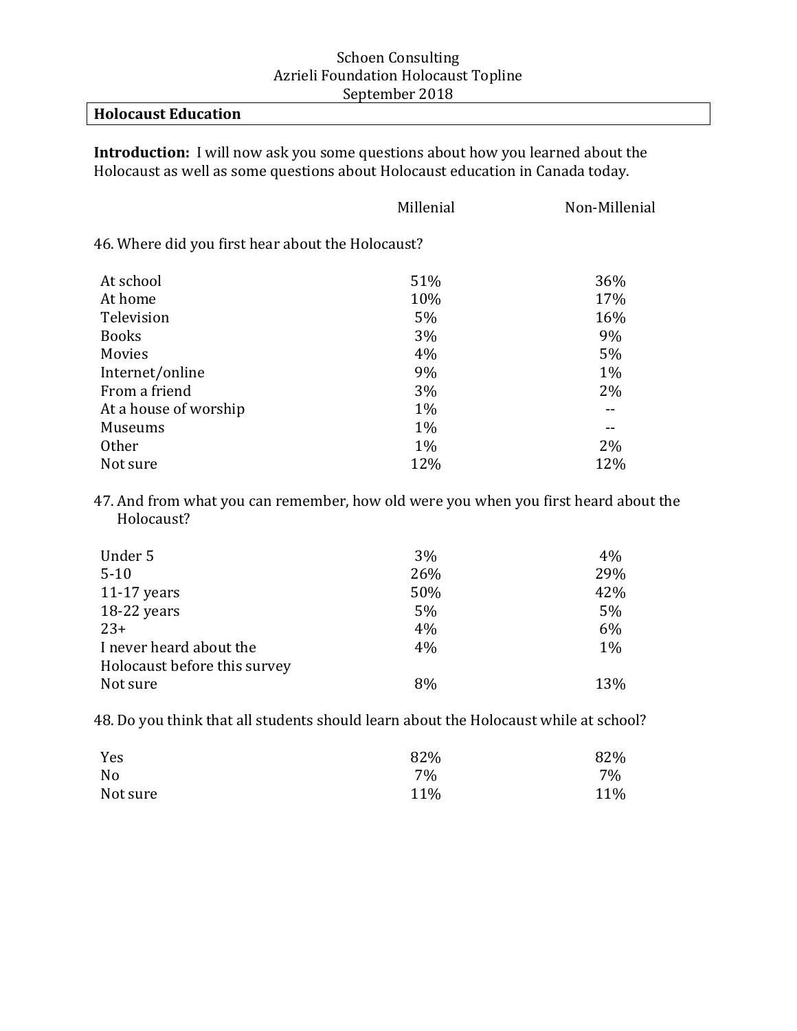Schoen Consulting
Azrieli Foundation Holocaust Topline
September 2018

**Holocaust Education**

**Introduction:** I will now ask you some questions about how you learned about the Holocaust as well as some questions about Holocaust education in Canada today.

46. Where did you first hear about the Holocaust?

| | Millenial | Non-Millenial |
|---|---|---|
| At school | 51% | 36% |
| At home | 10% | 17% |
| Television | 5% | 16% |
| Books | 3% | 9% |
| Movies | 4% | 5% |
| Internet/online | 9% | 1% |
| From a friend | 3% | 2% |
| At a house of worship | 1% | -- |
| Museums | 1% | -- |
| Other | 1% | 2% |
| Not sure | 12% | 12% |

47. And from what you can remember, how old were you when you first heard about the Holocaust?

| | Millenial | Non-Millenial |
|---|---|---|
| Under 5 | 3% | 4% |
| 5-10 | 26% | 29% |
| 11-17 years | 50% | 42% |
| 18-22 years | 5% | 5% |
| 23+ | 4% | 6% |
| I never heard about the Holocaust before this survey | 4% | 1% |
| Not sure | 8% | 13% |

48. Do you think that all students should learn about the Holocaust while at school?

| | Millenial | Non-Millenial |
|---|---|---|
| Yes | 82% | 82% |
| No | 7% | 7% |
| Not sure | 11% | 11% |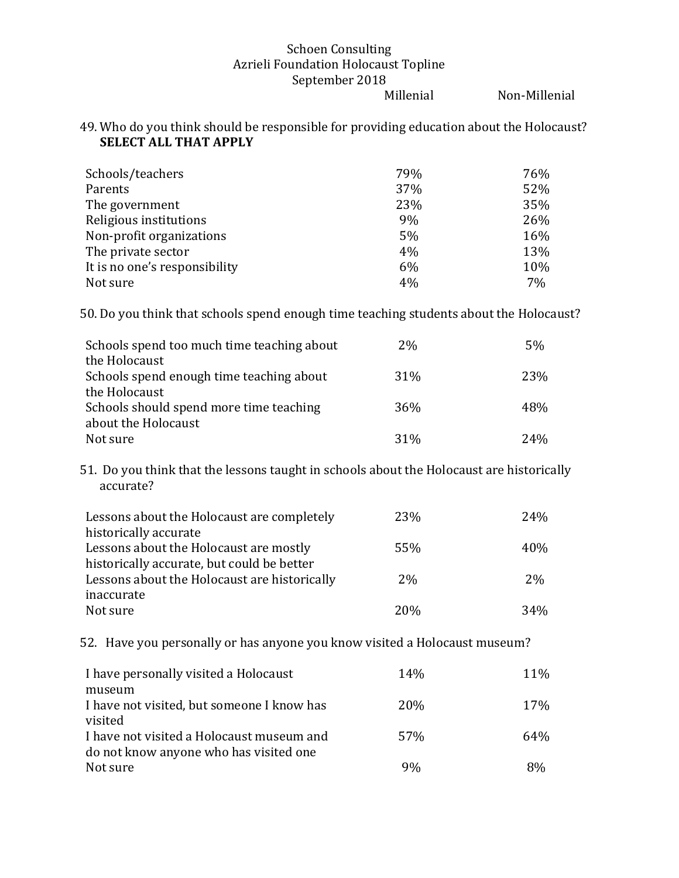Schoen Consulting
Azrieli Foundation Holocaust Topline
September 2018

49. Who do you think should be responsible for providing education about the Holocaust? **SELECT ALL THAT APPLY**

| | Millenial | Non-Millenial |
|---|---|---|
| Schools/teachers | 79% | 76% |
| Parents | 37% | 52% |
| The government | 23% | 35% |
| Religious institutions | 9% | 26% |
| Non-profit organizations | 5% | 16% |
| The private sector | 4% | 13% |
| It is no one's responsibility | 6% | 10% |
| Not sure | 4% | 7% |

50. Do you think that schools spend enough time teaching students about the Holocaust?

| | Millenial | Non-Millenial |
|---|---|---|
| Schools spend too much time teaching about the Holocaust | 2% | 5% |
| Schools spend enough time teaching about the Holocaust | 31% | 23% |
| Schools should spend more time teaching about the Holocaust | 36% | 48% |
| Not sure | 31% | 24% |

51. Do you think that the lessons taught in schools about the Holocaust are historically accurate?

| | Millenial | Non-Millenial |
|---|---|---|
| Lessons about the Holocaust are completely historically accurate | 23% | 24% |
| Lessons about the Holocaust are mostly historically accurate, but could be better | 55% | 40% |
| Lessons about the Holocaust are historically inaccurate | 2% | 2% |
| Not sure | 20% | 34% |

52. Have you personally or has anyone you know visited a Holocaust museum?

| | Millenial | Non-Millenial |
|---|---|---|
| I have personally visited a Holocaust museum | 14% | 11% |
| I have not visited, but someone I know has visited | 20% | 17% |
| I have not visited a Holocaust museum and do not know anyone who has visited one | 57% | 64% |
| Not sure | 9% | 8% |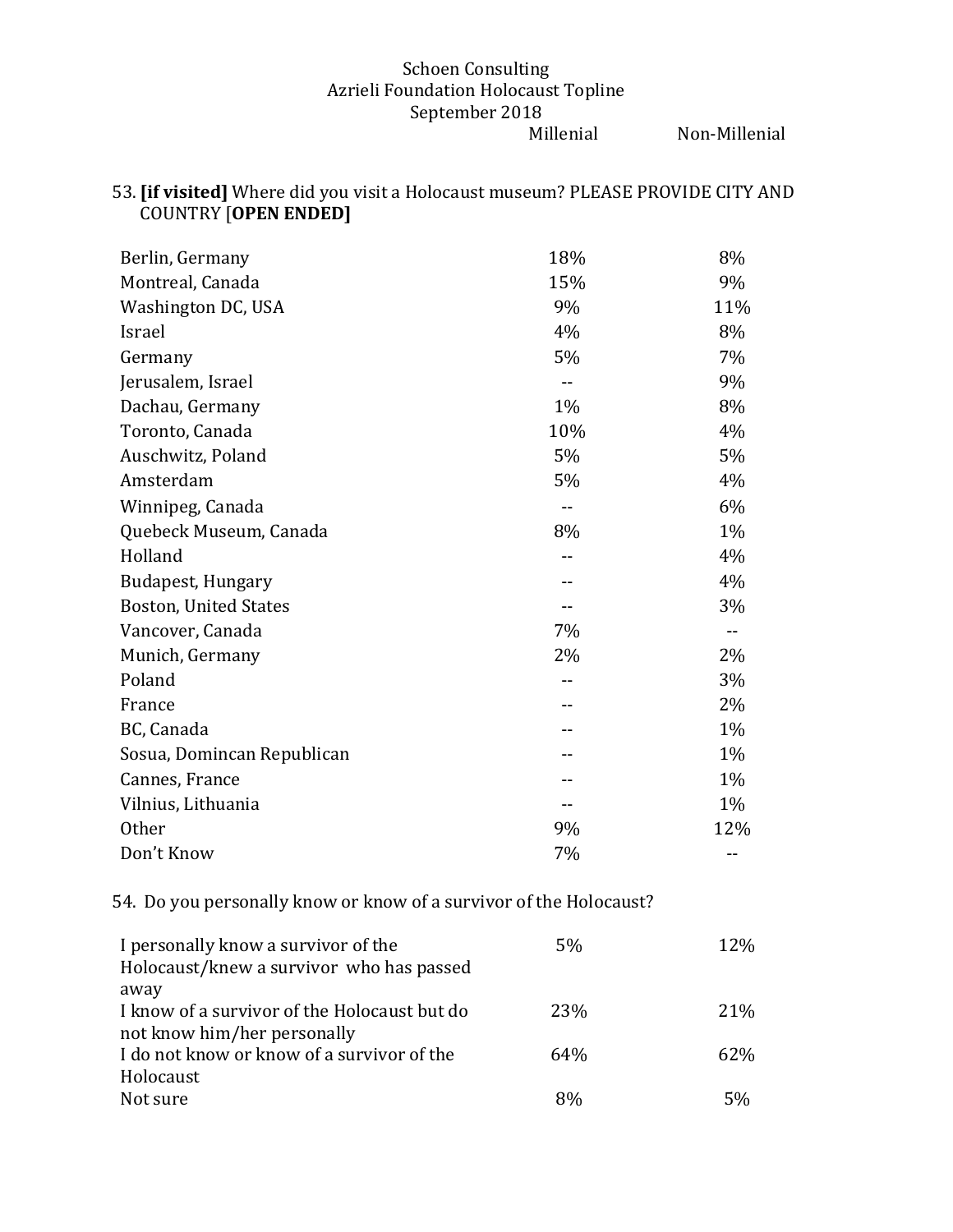Schoen Consulting
Azrieli Foundation Holocaust Topline
September 2018

53. **[if visited]** Where did you visit a Holocaust museum? PLEASE PROVIDE CITY AND COUNTRY [**OPEN ENDED]**

| | Millenial | Non-Millenial |
|---|---|---|
| Berlin, Germany | 18% | 8% |
| Montreal, Canada | 15% | 9% |
| Washington DC, USA | 9% | 11% |
| Israel | 4% | 8% |
| Germany | 5% | 7% |
| Jerusalem, Israel | -- | 9% |
| Dachau, Germany | 1% | 8% |
| Toronto, Canada | 10% | 4% |
| Auschwitz, Poland | 5% | 5% |
| Amsterdam | 5% | 4% |
| Winnipeg, Canada | -- | 6% |
| Quebeck Museum, Canada | 8% | 1% |
| Holland | -- | 4% |
| Budapest, Hungary | -- | 4% |
| Boston, United States | -- | 3% |
| Vancover, Canada | 7% | -- |
| Munich, Germany | 2% | 2% |
| Poland | -- | 3% |
| France | -- | 2% |
| BC, Canada | -- | 1% |
| Sosua, Domincan Republican | -- | 1% |
| Cannes, France | -- | 1% |
| Vilnius, Lithuania | -- | 1% |
| Other | 9% | 12% |
| Don't Know | 7% | -- |

54. Do you personally know or know of a survivor of the Holocaust?

| | Millenial | Non-Millenial |
|---|---|---|
| I personally know a survivor of the Holocaust/knew a survivor who has passed away | 5% | 12% |
| I know of a survivor of the Holocaust but do not know him/her personally | 23% | 21% |
| I do not know or know of a survivor of the Holocaust | 64% | 62% |
| Not sure | 8% | 5% |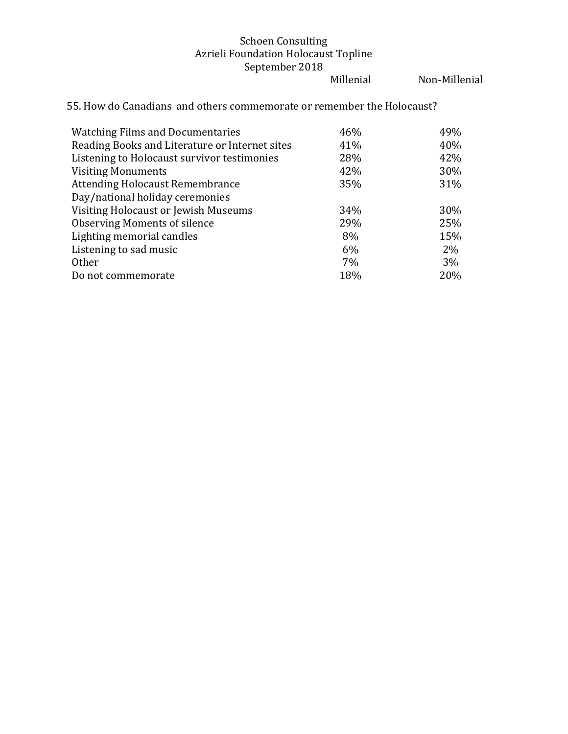Schoen Consulting
Azrieli Foundation Holocaust Topline
September 2018

55. How do Canadians and others commemorate or remember the Holocaust?

| | Millenial | Non-Millenial |
|---|---|---|
| Watching Films and Documentaries | 46% | 49% |
| Reading Books and Literature or Internet sites | 41% | 40% |
| Listening to Holocaust survivor testimonies | 28% | 42% |
| Visiting Monuments | 42% | 30% |
| Attending Holocaust Remembrance Day/national holiday ceremonies | 35% | 31% |
| Visiting Holocaust or Jewish Museums | 34% | 30% |
| Observing Moments of silence | 29% | 25% |
| Lighting memorial candles | 8% | 15% |
| Listening to sad music | 6% | 2% |
| Other | 7% | 3% |
| Do not commemorate | 18% | 20% |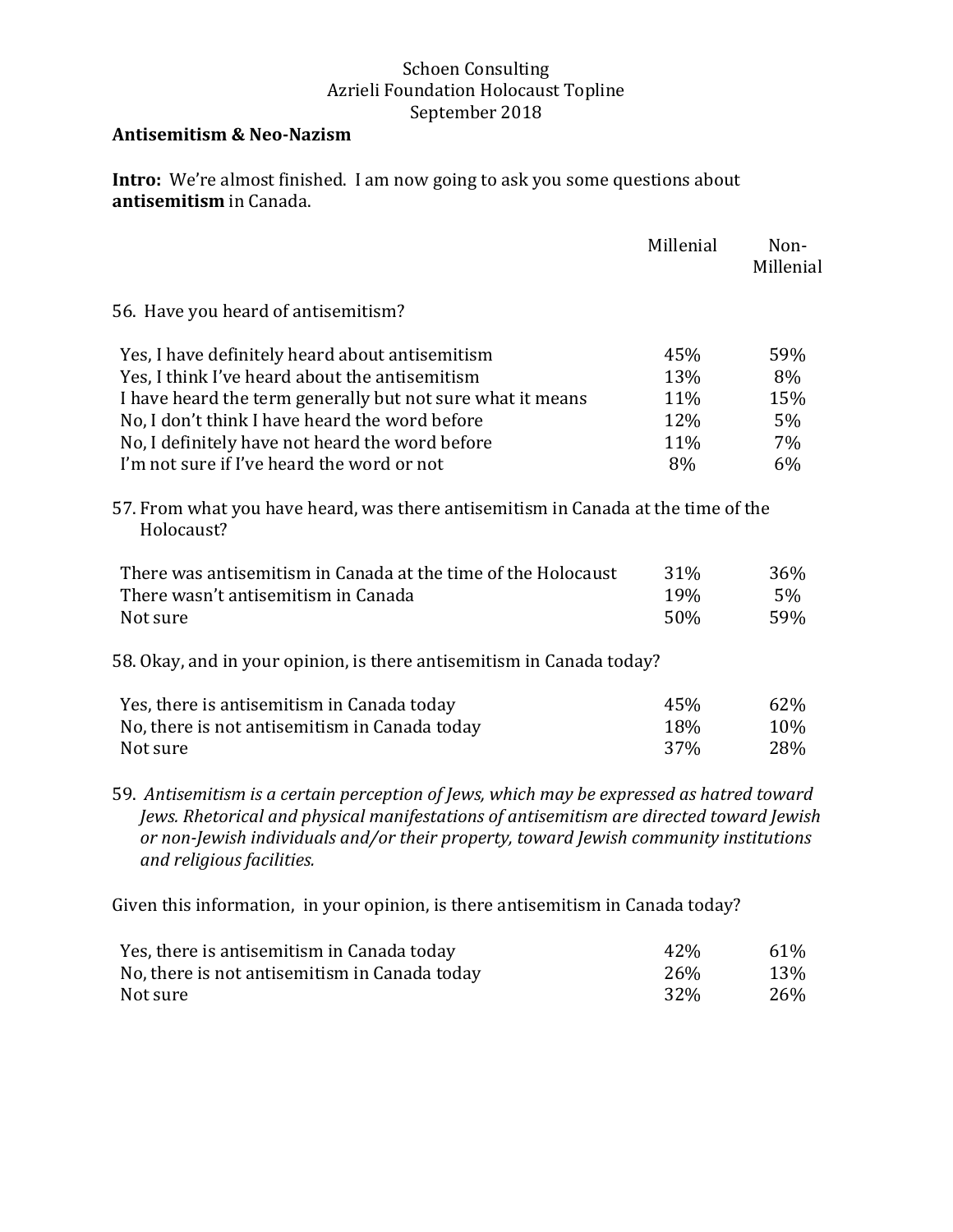Schoen Consulting
Azrieli Foundation Holocaust Topline
September 2018

**Antisemitism & Neo-Nazism**

**Intro:** We're almost finished. I am now going to ask you some questions about **antisemitism** in Canada.

| | Millenial | Non-Millenial |
|---|---|---|
| **56. Have you heard of antisemitism?** | | |
| Yes, I have definitely heard about antisemitism | 45% | 59% |
| Yes, I think I've heard about the antisemitism | 13% | 8% |
| I have heard the term generally but not sure what it means | 11% | 15% |
| No, I don't think I have heard the word before | 12% | 5% |
| No, I definitely have not heard the word before | 11% | 7% |
| I'm not sure if I've heard the word or not | 8% | 6% |
| **57. From what you have heard, was there antisemitism in Canada at the time of the Holocaust?** | | |
| There was antisemitism in Canada at the time of the Holocaust | 31% | 36% |
| There wasn't antisemitism in Canada | 19% | 5% |
| Not sure | 50% | 59% |
| **58. Okay, and in your opinion, is there antisemitism in Canada today?** | | |
| Yes, there is antisemitism in Canada today | 45% | 62% |
| No, there is not antisemitism in Canada today | 18% | 10% |
| Not sure | 37% | 28% |

59. *Antisemitism is a certain perception of Jews, which may be expressed as hatred toward Jews. Rhetorical and physical manifestations of antisemitism are directed toward Jewish or non-Jewish individuals and/or their property, toward Jewish community institutions and religious facilities.*

Given this information, in your opinion, is there antisemitism in Canada today?

| | Millenial | Non-Millenial |
|---|---|---|
| Yes, there is antisemitism in Canada today | 42% | 61% |
| No, there is not antisemitism in Canada today | 26% | 13% |
| Not sure | 32% | 26% |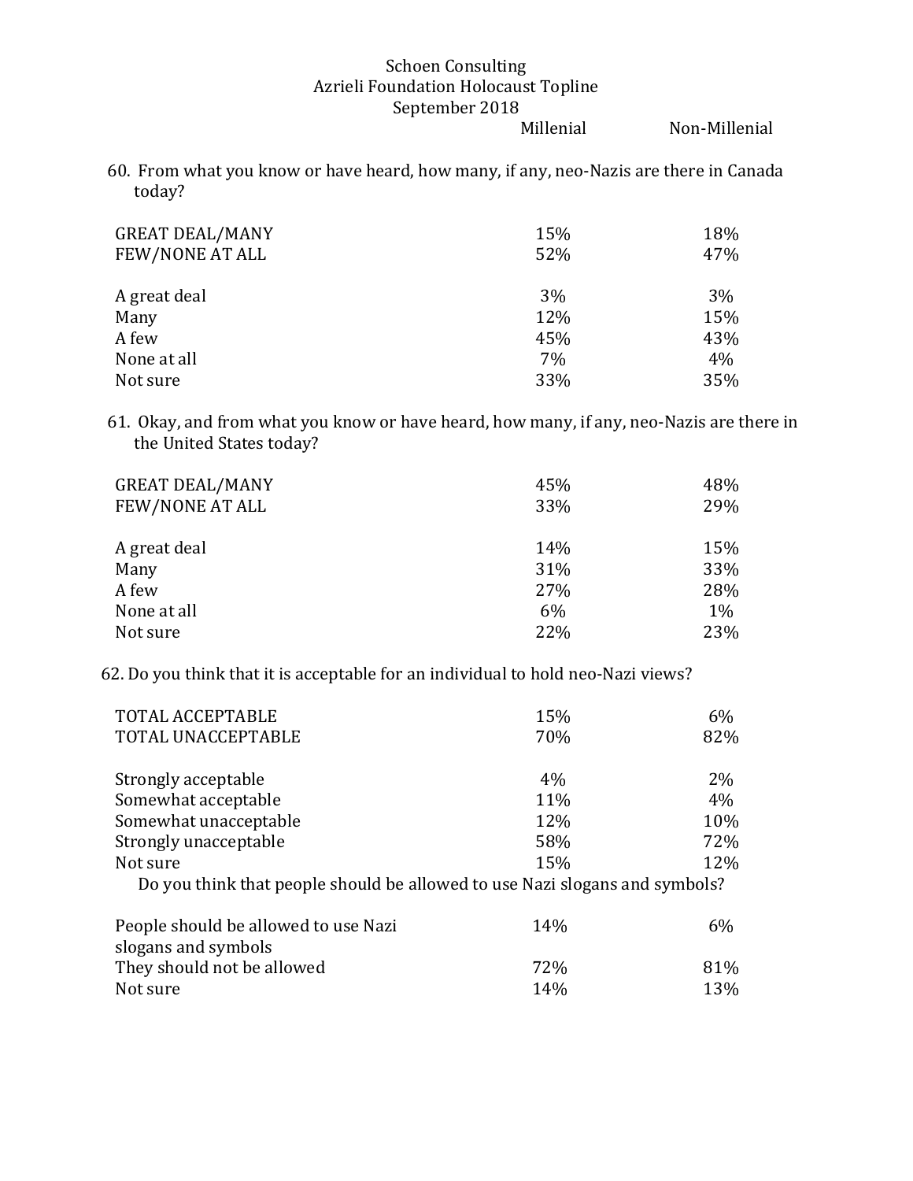Schoen Consulting
Azrieli Foundation Holocaust Topline
September 2018

60. From what you know or have heard, how many, if any, neo-Nazis are there in Canada today?

| | Millenial | Non-Millenial |
|---|---|---|
| GREAT DEAL/MANY | 15% | 18% |
| FEW/NONE AT ALL | 52% | 47% |
| | | |
| A great deal | 3% | 3% |
| Many | 12% | 15% |
| A few | 45% | 43% |
| None at all | 7% | 4% |
| Not sure | 33% | 35% |

61. Okay, and from what you know or have heard, how many, if any, neo-Nazis are there in the United States today?

| | Millenial | Non-Millenial |
|---|---|---|
| GREAT DEAL/MANY | 45% | 48% |
| FEW/NONE AT ALL | 33% | 29% |
| | | |
| A great deal | 14% | 15% |
| Many | 31% | 33% |
| A few | 27% | 28% |
| None at all | 6% | 1% |
| Not sure | 22% | 23% |

62. Do you think that it is acceptable for an individual to hold neo-Nazi views?

| | Millenial | Non-Millenial |
|---|---|---|
| TOTAL ACCEPTABLE | 15% | 6% |
| TOTAL UNACCEPTABLE | 70% | 82% |
| | | |
| Strongly acceptable | 4% | 2% |
| Somewhat acceptable | 11% | 4% |
| Somewhat unacceptable | 12% | 10% |
| Strongly unacceptable | 58% | 72% |
| Not sure | 15% | 12% |

Do you think that people should be allowed to use Nazi slogans and symbols?

| | Millenial | Non-Millenial |
|---|---|---|
| People should be allowed to use Nazi slogans and symbols | 14% | 6% |
| They should not be allowed | 72% | 81% |
| Not sure | 14% | 13% |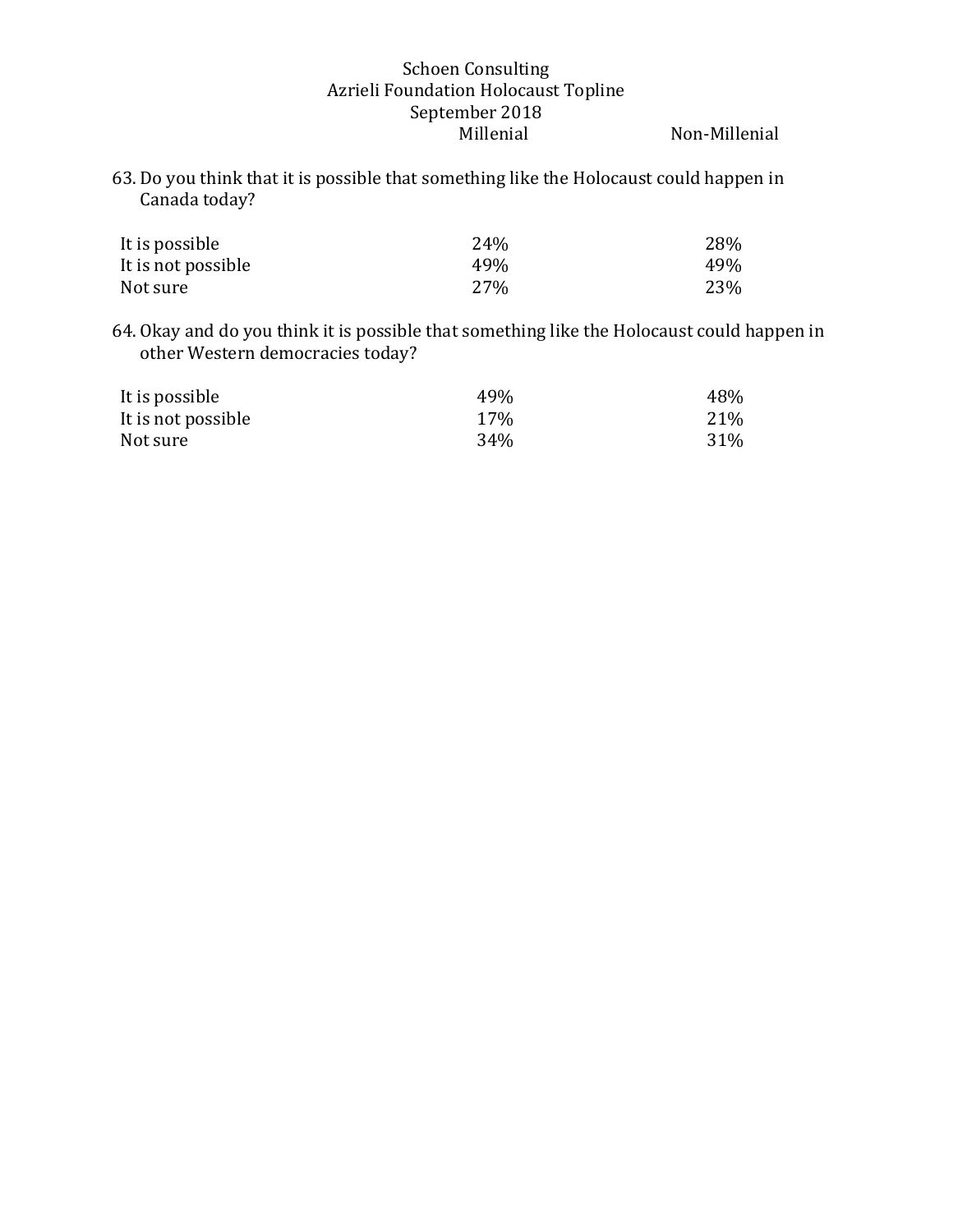Schoen Consulting
Azrieli Foundation Holocaust Topline
September 2018

63. Do you think that it is possible that something like the Holocaust could happen in Canada today?

| | Millenial | Non-Millenial |
|---|---|---|
| It is possible | 24% | 28% |
| It is not possible | 49% | 49% |
| Not sure | 27% | 23% |

64. Okay and do you think it is possible that something like the Holocaust could happen in other Western democracies today?

| | Millenial | Non-Millenial |
|---|---|---|
| It is possible | 49% | 48% |
| It is not possible | 17% | 21% |
| Not sure | 34% | 31% |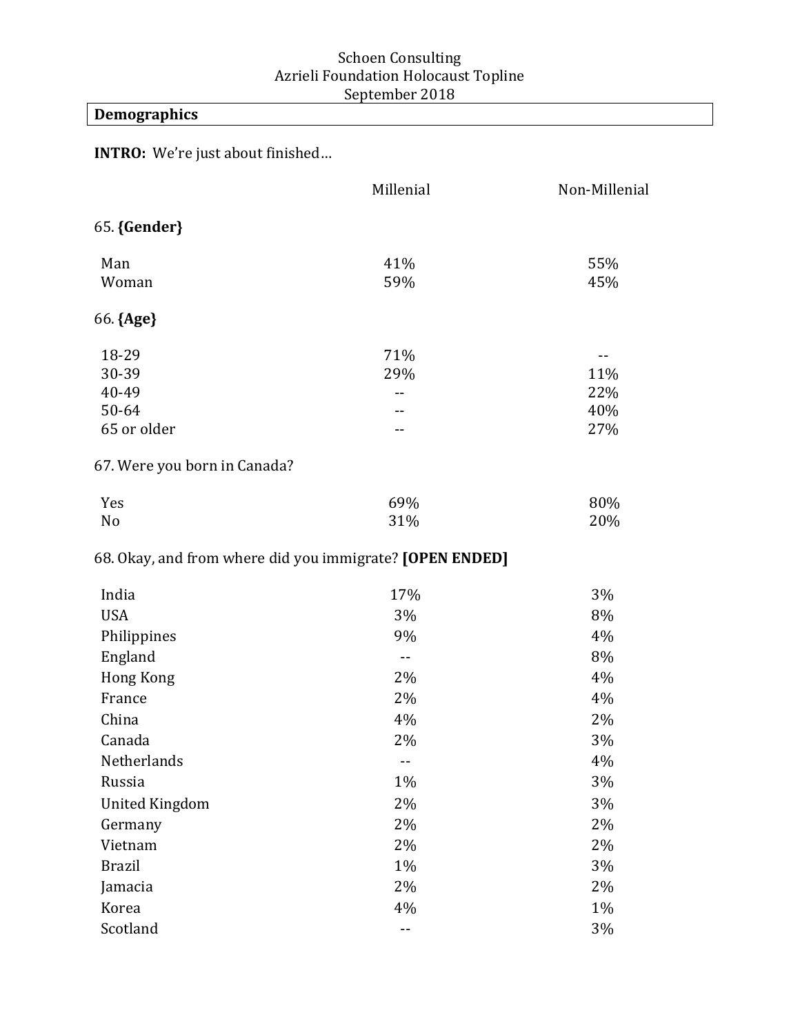Schoen Consulting
Azrieli Foundation Holocaust Topline
September 2018

## Demographics

**INTRO:** We're just about finished…

| | Millenial | Non-Millenial |
|---|---|---|
| 65. **{Gender}** | | |
| Man | 41% | 55% |
| Woman | 59% | 45% |
| 66. **{Age}** | | |
| 18-29 | 71% | -- |
| 30-39 | 29% | 11% |
| 40-49 | -- | 22% |
| 50-64 | -- | 40% |
| 65 or older | -- | 27% |
| 67. Were you born in Canada? | | |
| Yes | 69% | 80% |
| No | 31% | 20% |
| 68. Okay, and from where did you immigrate? **[OPEN ENDED]** | | |
| India | 17% | 3% |
| USA | 3% | 8% |
| Philippines | 9% | 4% |
| England | -- | 8% |
| Hong Kong | 2% | 4% |
| France | 2% | 4% |
| China | 4% | 2% |
| Canada | 2% | 3% |
| Netherlands | -- | 4% |
| Russia | 1% | 3% |
| United Kingdom | 2% | 3% |
| Germany | 2% | 2% |
| Vietnam | 2% | 2% |
| Brazil | 1% | 3% |
| Jamacia | 2% | 2% |
| Korea | 4% | 1% |
| Scotland | -- | 3% |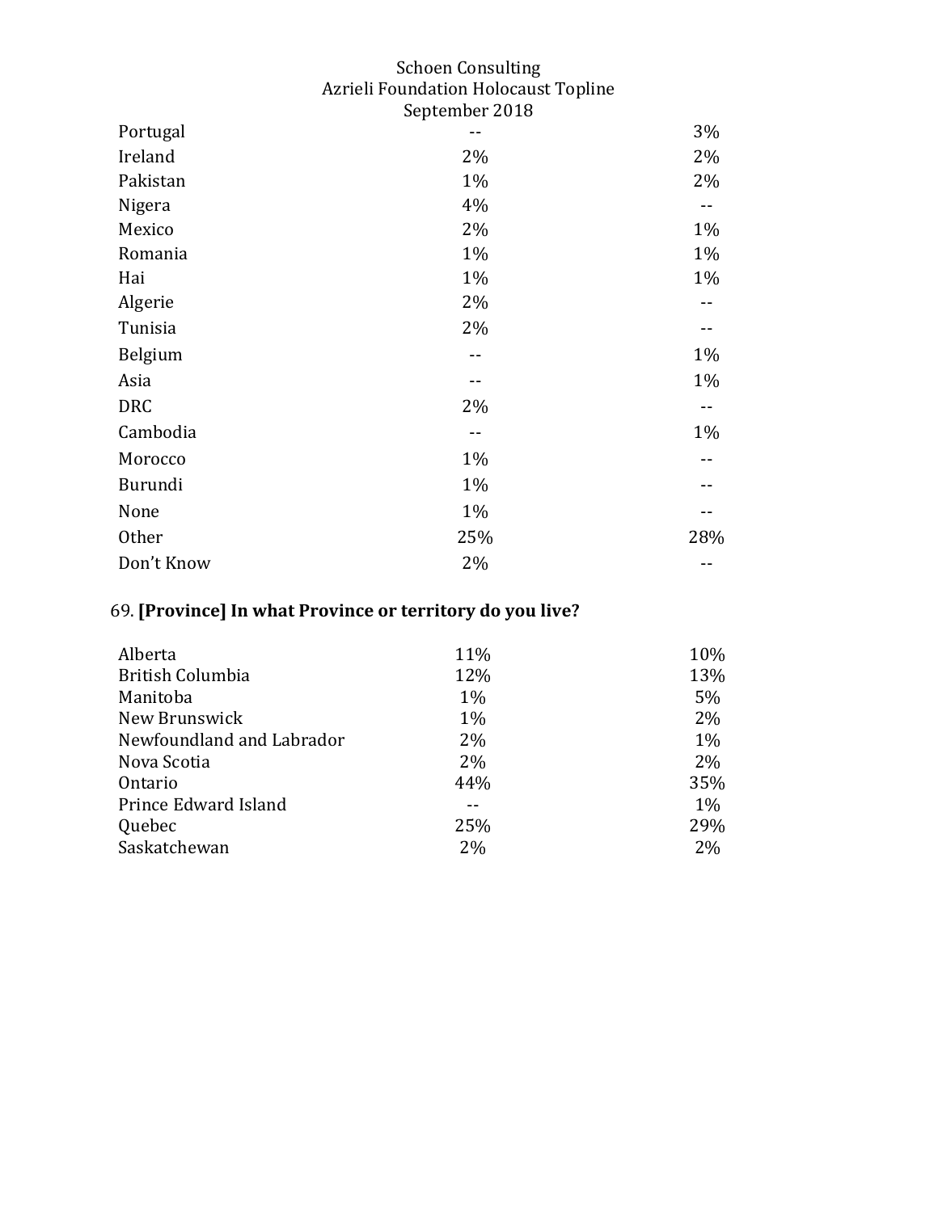| | | |
|---|---|---|
| Portugal | -- | 3% |
| Ireland | 2% | 2% |
| Pakistan | 1% | 2% |
| Nigera | 4% | -- |
| Mexico | 2% | 1% |
| Romania | 1% | 1% |
| Hai | 1% | 1% |
| Algerie | 2% | -- |
| Tunisia | 2% | -- |
| Belgium | -- | 1% |
| Asia | -- | 1% |
| DRC | 2% | -- |
| Cambodia | -- | 1% |
| Morocco | 1% | -- |
| Burundi | 1% | -- |
| None | 1% | -- |
| Other | 25% | 28% |
| Don't Know | 2% | -- |

69. **[Province] In what Province or territory do you live?**

| | | |
|---|---|---|
| Alberta | 11% | 10% |
| British Columbia | 12% | 13% |
| Manitoba | 1% | 5% |
| New Brunswick | 1% | 2% |
| Newfoundland and Labrador | 2% | 1% |
| Nova Scotia | 2% | 2% |
| Ontario | 44% | 35% |
| Prince Edward Island | -- | 1% |
| Quebec | 25% | 29% |
| Saskatchewan | 2% | 2% |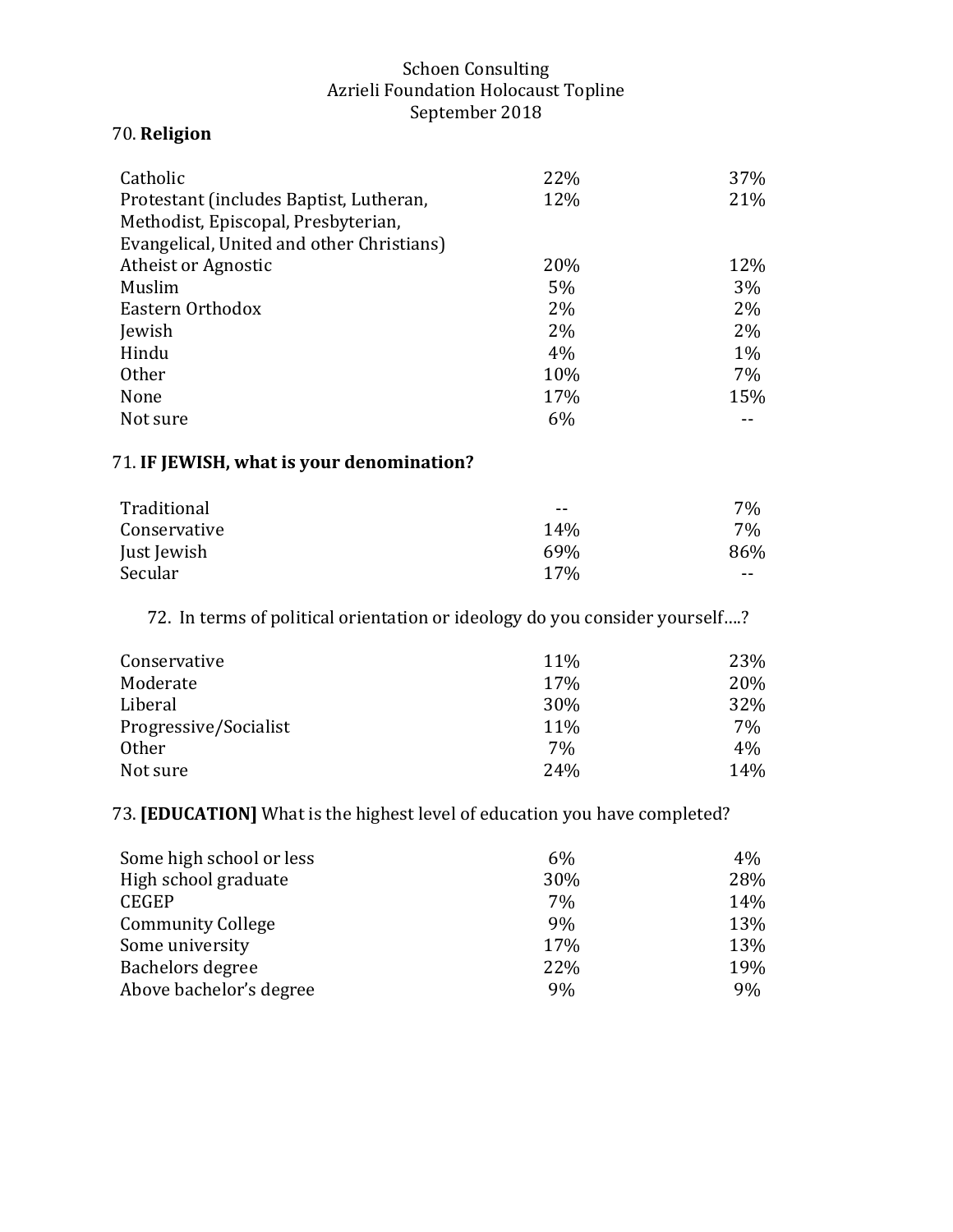Schoen Consulting
Azrieli Foundation Holocaust Topline
September 2018

70. **Religion**

| | | |
|---|---|---|
| Catholic | 22% | 37% |
| Protestant (includes Baptist, Lutheran, Methodist, Episcopal, Presbyterian, Evangelical, United and other Christians) | 12% | 21% |
| Atheist or Agnostic | 20% | 12% |
| Muslim | 5% | 3% |
| Eastern Orthodox | 2% | 2% |
| Jewish | 2% | 2% |
| Hindu | 4% | 1% |
| Other | 10% | 7% |
| None | 17% | 15% |
| Not sure | 6% | -- |

71. **IF JEWISH, what is your denomination?**

| | | |
|---|---|---|
| Traditional | -- | 7% |
| Conservative | 14% | 7% |
| Just Jewish | 69% | 86% |
| Secular | 17% | -- |

72. In terms of political orientation or ideology do you consider yourself….?

| | | |
|---|---|---|
| Conservative | 11% | 23% |
| Moderate | 17% | 20% |
| Liberal | 30% | 32% |
| Progressive/Socialist | 11% | 7% |
| Other | 7% | 4% |
| Not sure | 24% | 14% |

73. **[EDUCATION]** What is the highest level of education you have completed?

| | | |
|---|---|---|
| Some high school or less | 6% | 4% |
| High school graduate | 30% | 28% |
| CEGEP | 7% | 14% |
| Community College | 9% | 13% |
| Some university | 17% | 13% |
| Bachelors degree | 22% | 19% |
| Above bachelor's degree | 9% | 9% |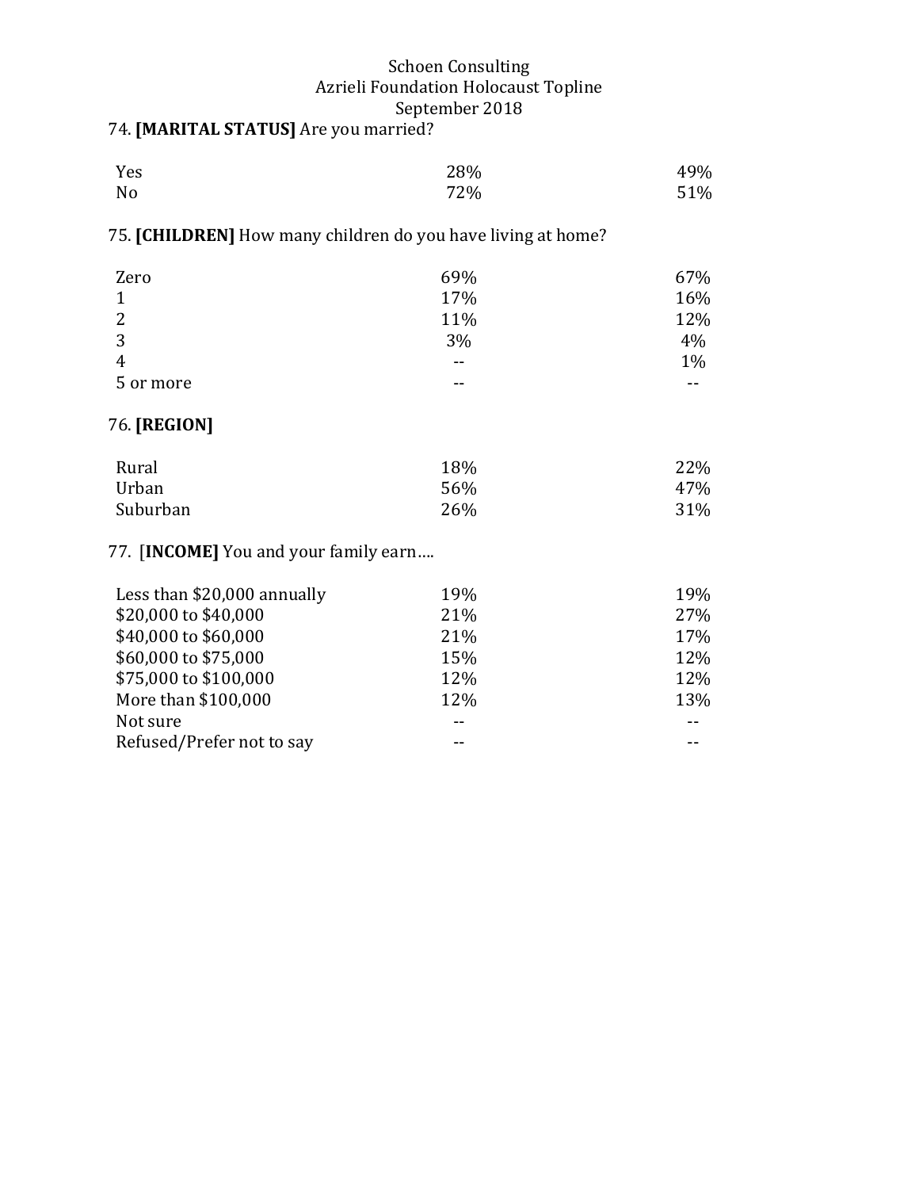74. **[MARITAL STATUS]** Are you married?

| | | |
|---|---|---|
| Yes | 28% | 49% |
| No | 72% | 51% |

75. **[CHILDREN]** How many children do you have living at home?

| | | |
|---|---|---|
| Zero | 69% | 67% |
| 1 | 17% | 16% |
| 2 | 11% | 12% |
| 3 | 3% | 4% |
| 4 | -- | 1% |
| 5 or more | -- | -- |

76. **[REGION]**

| | | |
|---|---|---|
| Rural | 18% | 22% |
| Urban | 56% | 47% |
| Suburban | 26% | 31% |

77. [**INCOME]** You and your family earn….

| | | |
|---|---|---|
| Less than $20,000 annually | 19% | 19% |
| $20,000 to $40,000 | 21% | 27% |
| $40,000 to $60,000 | 21% | 17% |
| $60,000 to $75,000 | 15% | 12% |
| $75,000 to $100,000 | 12% | 12% |
| More than $100,000 | 12% | 13% |
| Not sure | -- | -- |
| Refused/Prefer not to say | -- | -- |